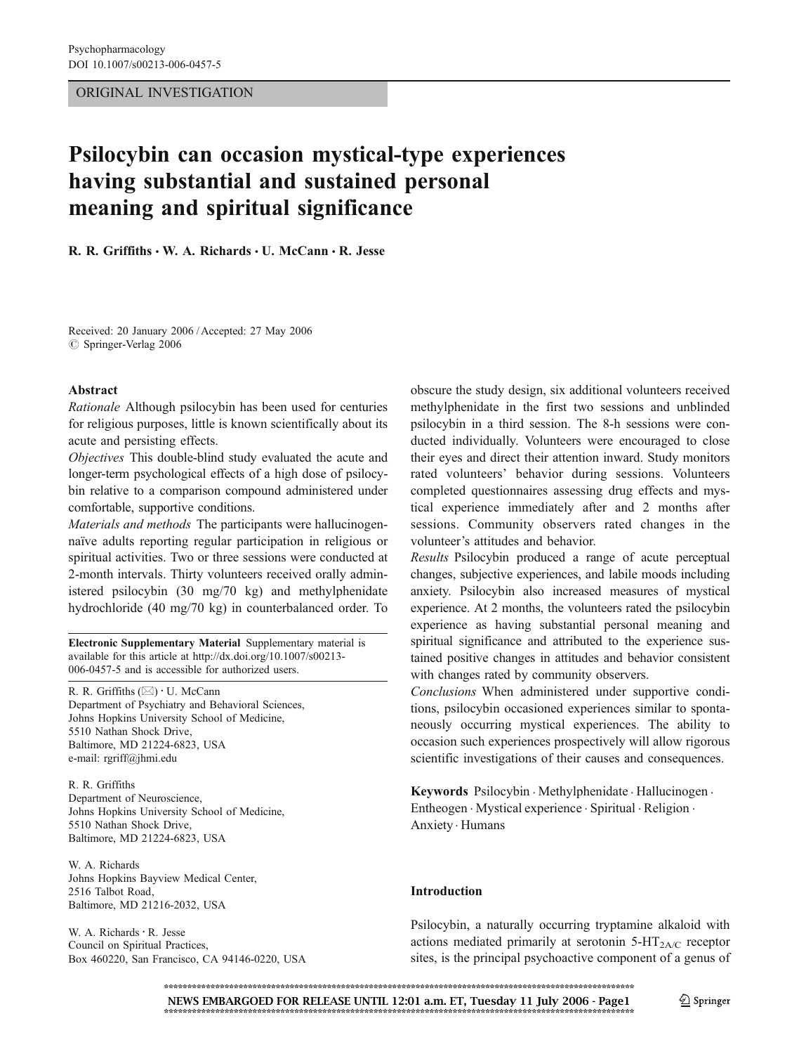Psychopharmacology
DOI 10.1007/s00213-006-0457-5

ORIGINAL INVESTIGATION

# Psilocybin can occasion mystical-type experiences having substantial and sustained personal meaning and spiritual significance

R. R. Griffiths · W. A. Richards · U. McCann · R. Jesse

Received: 20 January 2006 / Accepted: 27 May 2006
© Springer-Verlag 2006

**Abstract**

*Rationale* Although psilocybin has been used for centuries for religious purposes, little is known scientifically about its acute and persisting effects.

*Objectives* This double-blind study evaluated the acute and longer-term psychological effects of a high dose of psilocybin relative to a comparison compound administered under comfortable, supportive conditions.

*Materials and methods* The participants were hallucinogen-naïve adults reporting regular participation in religious or spiritual activities. Two or three sessions were conducted at 2-month intervals. Thirty volunteers received orally administered psilocybin (30 mg/70 kg) and methylphenidate hydrochloride (40 mg/70 kg) in counterbalanced order. To obscure the study design, six additional volunteers received methylphenidate in the first two sessions and unblinded psilocybin in a third session. The 8-h sessions were conducted individually. Volunteers were encouraged to close their eyes and direct their attention inward. Study monitors rated volunteers' behavior during sessions. Volunteers completed questionnaires assessing drug effects and mystical experience immediately after and 2 months after sessions. Community observers rated changes in the volunteer's attitudes and behavior.

*Results* Psilocybin produced a range of acute perceptual changes, subjective experiences, and labile moods including anxiety. Psilocybin also increased measures of mystical experience. At 2 months, the volunteers rated the psilocybin experience as having substantial personal meaning and spiritual significance and attributed to the experience sustained positive changes in attitudes and behavior consistent with changes rated by community observers.

*Conclusions* When administered under supportive conditions, psilocybin occasioned experiences similar to spontaneously occurring mystical experiences. The ability to occasion such experiences prospectively will allow rigorous scientific investigations of their causes and consequences.

**Keywords** Psilocybin · Methylphenidate · Hallucinogen · Entheogen · Mystical experience · Spiritual · Religion · Anxiety · Humans

**Electronic Supplementary Material** Supplementary material is available for this article at http://dx.doi.org/10.1007/s00213-006-0457-5 and is accessible for authorized users.

R. R. Griffiths (✉) · U. McCann
Department of Psychiatry and Behavioral Sciences,
Johns Hopkins University School of Medicine,
5510 Nathan Shock Drive,
Baltimore, MD 21224-6823, USA
e-mail: rgriff@jhmi.edu

R. R. Griffiths
Department of Neuroscience,
Johns Hopkins University School of Medicine,
5510 Nathan Shock Drive,
Baltimore, MD 21224-6823, USA

W. A. Richards
Johns Hopkins Bayview Medical Center,
2516 Talbot Road,
Baltimore, MD 21216-2032, USA

W. A. Richards · R. Jesse
Council on Spiritual Practices,
Box 460220, San Francisco, CA 94146-0220, USA

## Introduction

Psilocybin, a naturally occurring tryptamine alkaloid with actions mediated primarily at serotonin $5\text{-HT}_{2A/C}$ receptor sites, is the principal psychoactive component of a genus of

NEWS EMBARGOED FOR RELEASE UNTIL 12:01 a.m. ET, Tuesday 11 July 2006 - Page1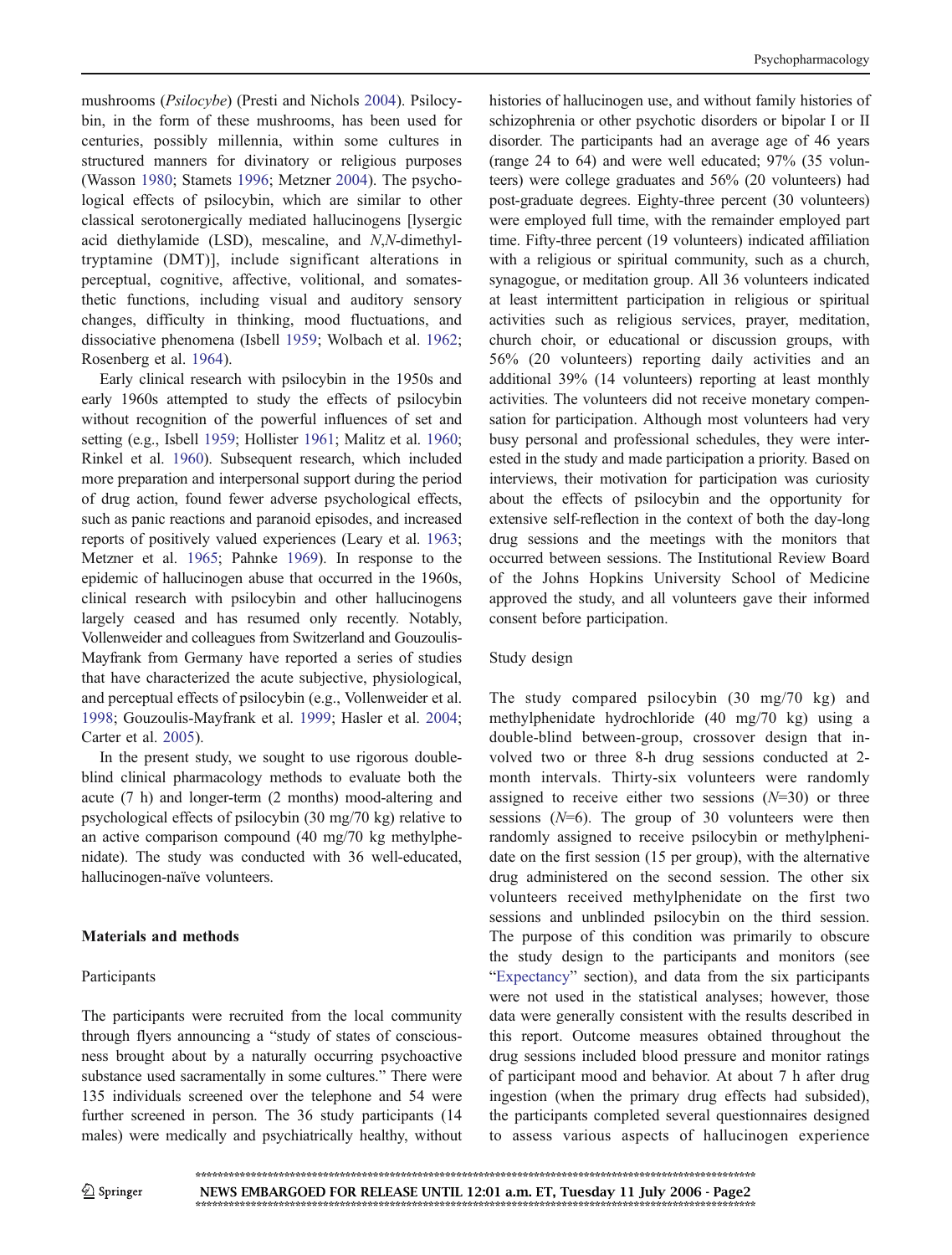mushrooms (*Psilocybe*) (Presti and Nichols 2004). Psilocybin, in the form of these mushrooms, has been used for centuries, possibly millennia, within some cultures in structured manners for divinatory or religious purposes (Wasson 1980; Stamets 1996; Metzner 2004). The psychological effects of psilocybin, which are similar to other classical serotonergically mediated hallucinogens [lysergic acid diethylamide (LSD), mescaline, and *N*,*N*-dimethyltryptamine (DMT)], include significant alterations in perceptual, cognitive, affective, volitional, and somatesthetic functions, including visual and auditory sensory changes, difficulty in thinking, mood fluctuations, and dissociative phenomena (Isbell 1959; Wolbach et al. 1962; Rosenberg et al. 1964).

Early clinical research with psilocybin in the 1950s and early 1960s attempted to study the effects of psilocybin without recognition of the powerful influences of set and setting (e.g., Isbell 1959; Hollister 1961; Malitz et al. 1960; Rinkel et al. 1960). Subsequent research, which included more preparation and interpersonal support during the period of drug action, found fewer adverse psychological effects, such as panic reactions and paranoid episodes, and increased reports of positively valued experiences (Leary et al. 1963; Metzner et al. 1965; Pahnke 1969). In response to the epidemic of hallucinogen abuse that occurred in the 1960s, clinical research with psilocybin and other hallucinogens largely ceased and has resumed only recently. Notably, Vollenweider and colleagues from Switzerland and Gouzoulis-Mayfrank from Germany have reported a series of studies that have characterized the acute subjective, physiological, and perceptual effects of psilocybin (e.g., Vollenweider et al. 1998; Gouzoulis-Mayfrank et al. 1999; Hasler et al. 2004; Carter et al. 2005).

In the present study, we sought to use rigorous double-blind clinical pharmacology methods to evaluate both the acute (7 h) and longer-term (2 months) mood-altering and psychological effects of psilocybin (30 mg/70 kg) relative to an active comparison compound (40 mg/70 kg methylphenidate). The study was conducted with 36 well-educated, hallucinogen-naïve volunteers.

## Materials and methods

### Participants

The participants were recruited from the local community through flyers announcing a "study of states of consciousness brought about by a naturally occurring psychoactive substance used sacramentally in some cultures." There were 135 individuals screened over the telephone and 54 were further screened in person. The 36 study participants (14 males) were medically and psychiatrically healthy, without histories of hallucinogen use, and without family histories of schizophrenia or other psychotic disorders or bipolar I or II disorder. The participants had an average age of 46 years (range 24 to 64) and were well educated; 97% (35 volunteers) were college graduates and 56% (20 volunteers) had post-graduate degrees. Eighty-three percent (30 volunteers) were employed full time, with the remainder employed part time. Fifty-three percent (19 volunteers) indicated affiliation with a religious or spiritual community, such as a church, synagogue, or meditation group. All 36 volunteers indicated at least intermittent participation in religious or spiritual activities such as religious services, prayer, meditation, church choir, or educational or discussion groups, with 56% (20 volunteers) reporting daily activities and an additional 39% (14 volunteers) reporting at least monthly activities. The volunteers did not receive monetary compensation for participation. Although most volunteers had very busy personal and professional schedules, they were interested in the study and made participation a priority. Based on interviews, their motivation for participation was curiosity about the effects of psilocybin and the opportunity for extensive self-reflection in the context of both the day-long drug sessions and the meetings with the monitors that occurred between sessions. The Institutional Review Board of the Johns Hopkins University School of Medicine approved the study, and all volunteers gave their informed consent before participation.

### Study design

The study compared psilocybin (30 mg/70 kg) and methylphenidate hydrochloride (40 mg/70 kg) using a double-blind between-group, crossover design that involved two or three 8-h drug sessions conducted at 2-month intervals. Thirty-six volunteers were randomly assigned to receive either two sessions ($N$=30) or three sessions ($N$=6). The group of 30 volunteers were then randomly assigned to receive psilocybin or methylphenidate on the first session (15 per group), with the alternative drug administered on the second session. The other six volunteers received methylphenidate on the first two sessions and unblinded psilocybin on the third session. The purpose of this condition was primarily to obscure the study design to the participants and monitors (see "Expectancy" section), and data from the six participants were not used in the statistical analyses; however, those data were generally consistent with the results described in this report. Outcome measures obtained throughout the drug sessions included blood pressure and monitor ratings of participant mood and behavior. At about 7 h after drug ingestion (when the primary drug effects had subsided), the participants completed several questionnaires designed to assess various aspects of hallucinogen experience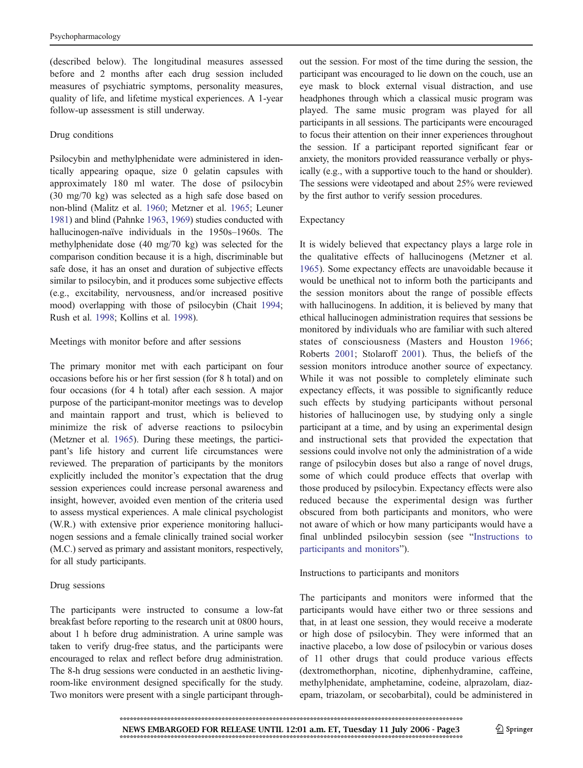(described below). The longitudinal measures assessed before and 2 months after each drug session included measures of psychiatric symptoms, personality measures, quality of life, and lifetime mystical experiences. A 1-year follow-up assessment is still underway.

### Drug conditions

Psilocybin and methylphenidate were administered in identically appearing opaque, size 0 gelatin capsules with approximately 180 ml water. The dose of psilocybin (30 mg/70 kg) was selected as a high safe dose based on non-blind (Malitz et al. 1960; Metzner et al. 1965; Leuner 1981) and blind (Pahnke 1963, 1969) studies conducted with hallucinogen-naïve individuals in the 1950s–1960s. The methylphenidate dose (40 mg/70 kg) was selected for the comparison condition because it is a high, discriminable but safe dose, it has an onset and duration of subjective effects similar to psilocybin, and it produces some subjective effects (e.g., excitability, nervousness, and/or increased positive mood) overlapping with those of psilocybin (Chait 1994; Rush et al. 1998; Kollins et al. 1998).

### Meetings with monitor before and after sessions

The primary monitor met with each participant on four occasions before his or her first session (for 8 h total) and on four occasions (for 4 h total) after each session. A major purpose of the participant-monitor meetings was to develop and maintain rapport and trust, which is believed to minimize the risk of adverse reactions to psilocybin (Metzner et al. 1965). During these meetings, the participant's life history and current life circumstances were reviewed. The preparation of participants by the monitors explicitly included the monitor's expectation that the drug session experiences could increase personal awareness and insight, however, avoided even mention of the criteria used to assess mystical experiences. A male clinical psychologist (W.R.) with extensive prior experience monitoring hallucinogen sessions and a female clinically trained social worker (M.C.) served as primary and assistant monitors, respectively, for all study participants.

### Drug sessions

The participants were instructed to consume a low-fat breakfast before reporting to the research unit at 0800 hours, about 1 h before drug administration. A urine sample was taken to verify drug-free status, and the participants were encouraged to relax and reflect before drug administration. The 8-h drug sessions were conducted in an aesthetic living-room-like environment designed specifically for the study. Two monitors were present with a single participant throughout the session. For most of the time during the session, the participant was encouraged to lie down on the couch, use an eye mask to block external visual distraction, and use headphones through which a classical music program was played. The same music program was played for all participants in all sessions. The participants were encouraged to focus their attention on their inner experiences throughout the session. If a participant reported significant fear or anxiety, the monitors provided reassurance verbally or physically (e.g., with a supportive touch to the hand or shoulder). The sessions were videotaped and about 25% were reviewed by the first author to verify session procedures.

### Expectancy

It is widely believed that expectancy plays a large role in the qualitative effects of hallucinogens (Metzner et al. 1965). Some expectancy effects are unavoidable because it would be unethical not to inform both the participants and the session monitors about the range of possible effects with hallucinogens. In addition, it is believed by many that ethical hallucinogen administration requires that sessions be monitored by individuals who are familiar with such altered states of consciousness (Masters and Houston 1966; Roberts 2001; Stolaroff 2001). Thus, the beliefs of the session monitors introduce another source of expectancy. While it was not possible to completely eliminate such expectancy effects, it was possible to significantly reduce such effects by studying participants without personal histories of hallucinogen use, by studying only a single participant at a time, and by using an experimental design and instructional sets that provided the expectation that sessions could involve not only the administration of a wide range of psilocybin doses but also a range of novel drugs, some of which could produce effects that overlap with those produced by psilocybin. Expectancy effects were also reduced because the experimental design was further obscured from both participants and monitors, who were not aware of which or how many participants would have a final unblinded psilocybin session (see "Instructions to participants and monitors").

### Instructions to participants and monitors

The participants and monitors were informed that the participants would have either two or three sessions and that, in at least one session, they would receive a moderate or high dose of psilocybin. They were informed that an inactive placebo, a low dose of psilocybin or various doses of 11 other drugs that could produce various effects (dextromethorphan, nicotine, diphenhydramine, caffeine, methylphenidate, amphetamine, codeine, alprazolam, diazepam, triazolam, or secobarbital), could be administered in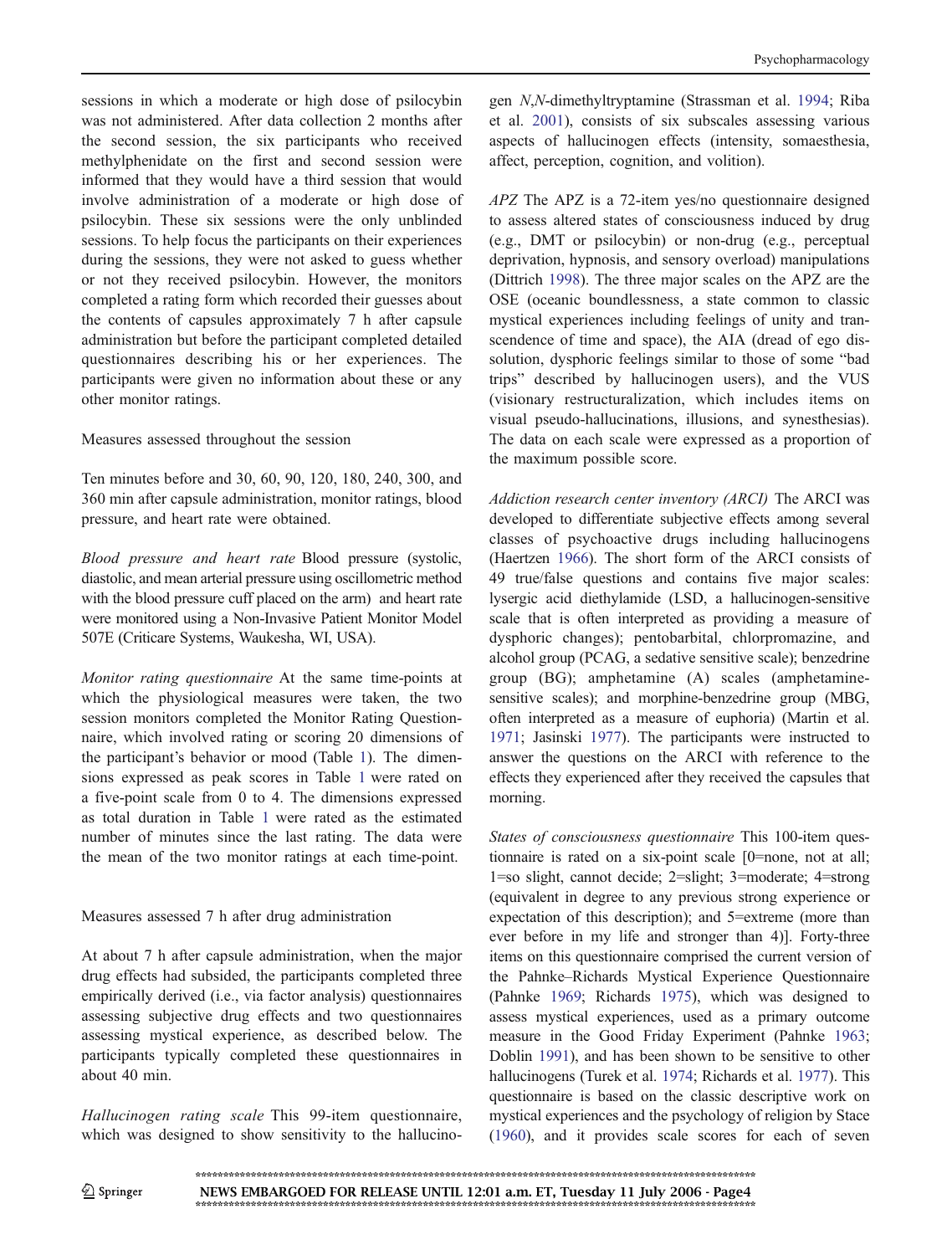sessions in which a moderate or high dose of psilocybin was not administered. After data collection 2 months after the second session, the six participants who received methylphenidate on the first and second session were informed that they would have a third session that would involve administration of a moderate or high dose of psilocybin. These six sessions were the only unblinded sessions. To help focus the participants on their experiences during the sessions, they were not asked to guess whether or not they received psilocybin. However, the monitors completed a rating form which recorded their guesses about the contents of capsules approximately 7 h after capsule administration but before the participant completed detailed questionnaires describing his or her experiences. The participants were given no information about these or any other monitor ratings.

Measures assessed throughout the session

Ten minutes before and 30, 60, 90, 120, 180, 240, 300, and 360 min after capsule administration, monitor ratings, blood pressure, and heart rate were obtained.

*Blood pressure and heart rate* Blood pressure (systolic, diastolic, and mean arterial pressure using oscillometric method with the blood pressure cuff placed on the arm) and heart rate were monitored using a Non-Invasive Patient Monitor Model 507E (Criticare Systems, Waukesha, WI, USA).

*Monitor rating questionnaire* At the same time-points at which the physiological measures were taken, the two session monitors completed the Monitor Rating Questionnaire, which involved rating or scoring 20 dimensions of the participant's behavior or mood (Table 1). The dimensions expressed as peak scores in Table 1 were rated on a five-point scale from 0 to 4. The dimensions expressed as total duration in Table 1 were rated as the estimated number of minutes since the last rating. The data were the mean of the two monitor ratings at each time-point.

Measures assessed 7 h after drug administration

At about 7 h after capsule administration, when the major drug effects had subsided, the participants completed three empirically derived (i.e., via factor analysis) questionnaires assessing subjective drug effects and two questionnaires assessing mystical experience, as described below. The participants typically completed these questionnaires in about 40 min.

*Hallucinogen rating scale* This 99-item questionnaire, which was designed to show sensitivity to the hallucinogen *N,N*-dimethyltryptamine (Strassman et al. 1994; Riba et al. 2001), consists of six subscales assessing various aspects of hallucinogen effects (intensity, somaesthesia, affect, perception, cognition, and volition).

*APZ* The APZ is a 72-item yes/no questionnaire designed to assess altered states of consciousness induced by drug (e.g., DMT or psilocybin) or non-drug (e.g., perceptual deprivation, hypnosis, and sensory overload) manipulations (Dittrich 1998). The three major scales on the APZ are the OSE (oceanic boundlessness, a state common to classic mystical experiences including feelings of unity and transcendence of time and space), the AIA (dread of ego dissolution, dysphoric feelings similar to those of some "bad trips" described by hallucinogen users), and the VUS (visionary restructuralization, which includes items on visual pseudo-hallucinations, illusions, and synesthesias). The data on each scale were expressed as a proportion of the maximum possible score.

*Addiction research center inventory (ARCI)* The ARCI was developed to differentiate subjective effects among several classes of psychoactive drugs including hallucinogens (Haertzen 1966). The short form of the ARCI consists of 49 true/false questions and contains five major scales: lysergic acid diethylamide (LSD, a hallucinogen-sensitive scale that is often interpreted as providing a measure of dysphoric changes); pentobarbital, chlorpromazine, and alcohol group (PCAG, a sedative sensitive scale); benzedrine group (BG); amphetamine (A) scales (amphetamine-sensitive scales); and morphine-benzedrine group (MBG, often interpreted as a measure of euphoria) (Martin et al. 1971; Jasinski 1977). The participants were instructed to answer the questions on the ARCI with reference to the effects they experienced after they received the capsules that morning.

*States of consciousness questionnaire* This 100-item questionnaire is rated on a six-point scale [0=none, not at all; 1=so slight, cannot decide; 2=slight; 3=moderate; 4=strong (equivalent in degree to any previous strong experience or expectation of this description); and 5=extreme (more than ever before in my life and stronger than 4)]. Forty-three items on this questionnaire comprised the current version of the Pahnke–Richards Mystical Experience Questionnaire (Pahnke 1969; Richards 1975), which was designed to assess mystical experiences, used as a primary outcome measure in the Good Friday Experiment (Pahnke 1963; Doblin 1991), and has been shown to be sensitive to other hallucinogens (Turek et al. 1974; Richards et al. 1977). This questionnaire is based on the classic descriptive work on mystical experiences and the psychology of religion by Stace (1960), and it provides scale scores for each of seven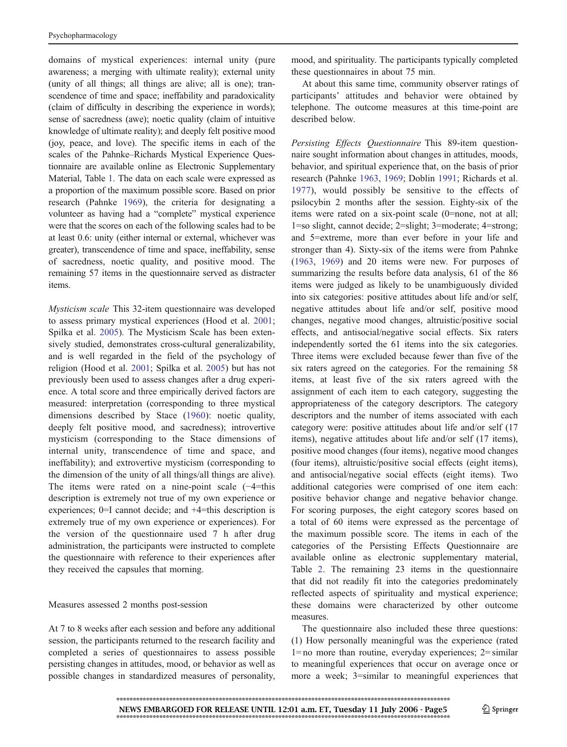domains of mystical experiences: internal unity (pure awareness; a merging with ultimate reality); external unity (unity of all things; all things are alive; all is one); transcendence of time and space; ineffability and paradoxicality (claim of difficulty in describing the experience in words); sense of sacredness (awe); noetic quality (claim of intuitive knowledge of ultimate reality); and deeply felt positive mood (joy, peace, and love). The specific items in each of the scales of the Pahnke–Richards Mystical Experience Questionnaire are available online as Electronic Supplementary Material, Table 1. The data on each scale were expressed as a proportion of the maximum possible score. Based on prior research (Pahnke 1969), the criteria for designating a volunteer as having had a "complete" mystical experience were that the scores on each of the following scales had to be at least 0.6: unity (either internal or external, whichever was greater), transcendence of time and space, ineffability, sense of sacredness, noetic quality, and positive mood. The remaining 57 items in the questionnaire served as distracter items.

*Mysticism scale* This 32-item questionnaire was developed to assess primary mystical experiences (Hood et al. 2001; Spilka et al. 2005). The Mysticism Scale has been extensively studied, demonstrates cross-cultural generalizability, and is well regarded in the field of the psychology of religion (Hood et al. 2001; Spilka et al. 2005) but has not previously been used to assess changes after a drug experience. A total score and three empirically derived factors are measured: interpretation (corresponding to three mystical dimensions described by Stace (1960): noetic quality, deeply felt positive mood, and sacredness); introvertive mysticism (corresponding to the Stace dimensions of internal unity, transcendence of time and space, and ineffability); and extrovertive mysticism (corresponding to the dimension of the unity of all things/all things are alive). The items were rated on a nine-point scale (−4=this description is extremely not true of my own experience or experiences; 0=I cannot decide; and +4=this description is extremely true of my own experience or experiences). For the version of the questionnaire used 7 h after drug administration, the participants were instructed to complete the questionnaire with reference to their experiences after they received the capsules that morning.

### Measures assessed 2 months post-session

At 7 to 8 weeks after each session and before any additional session, the participants returned to the research facility and completed a series of questionnaires to assess possible persisting changes in attitudes, mood, or behavior as well as possible changes in standardized measures of personality, mood, and spirituality. The participants typically completed these questionnaires in about 75 min.

At about this same time, community observer ratings of participants' attitudes and behavior were obtained by telephone. The outcome measures at this time-point are described below.

*Persisting Effects Questionnaire* This 89-item questionnaire sought information about changes in attitudes, moods, behavior, and spiritual experience that, on the basis of prior research (Pahnke 1963, 1969; Doblin 1991; Richards et al. 1977), would possibly be sensitive to the effects of psilocybin 2 months after the session. Eighty-six of the items were rated on a six-point scale (0=none, not at all; 1=so slight, cannot decide; 2=slight; 3=moderate; 4=strong; and 5=extreme, more than ever before in your life and stronger than 4). Sixty-six of the items were from Pahnke (1963, 1969) and 20 items were new. For purposes of summarizing the results before data analysis, 61 of the 86 items were judged as likely to be unambiguously divided into six categories: positive attitudes about life and/or self, negative attitudes about life and/or self, positive mood changes, negative mood changes, altruistic/positive social effects, and antisocial/negative social effects. Six raters independently sorted the 61 items into the six categories. Three items were excluded because fewer than five of the six raters agreed on the categories. For the remaining 58 items, at least five of the six raters agreed with the assignment of each item to each category, suggesting the appropriateness of the category descriptors. The category descriptors and the number of items associated with each category were: positive attitudes about life and/or self (17 items), negative attitudes about life and/or self (17 items), positive mood changes (four items), negative mood changes (four items), altruistic/positive social effects (eight items), and antisocial/negative social effects (eight items). Two additional categories were comprised of one item each: positive behavior change and negative behavior change. For scoring purposes, the eight category scores based on a total of 60 items were expressed as the percentage of the maximum possible score. The items in each of the categories of the Persisting Effects Questionnaire are available online as electronic supplementary material, Table 2. The remaining 23 items in the questionnaire that did not readily fit into the categories predominately reflected aspects of spirituality and mystical experience; these domains were characterized by other outcome measures.

The questionnaire also included these three questions: (1) How personally meaningful was the experience (rated 1= no more than routine, everyday experiences; 2= similar to meaningful experiences that occur on average once or more a week; 3=similar to meaningful experiences that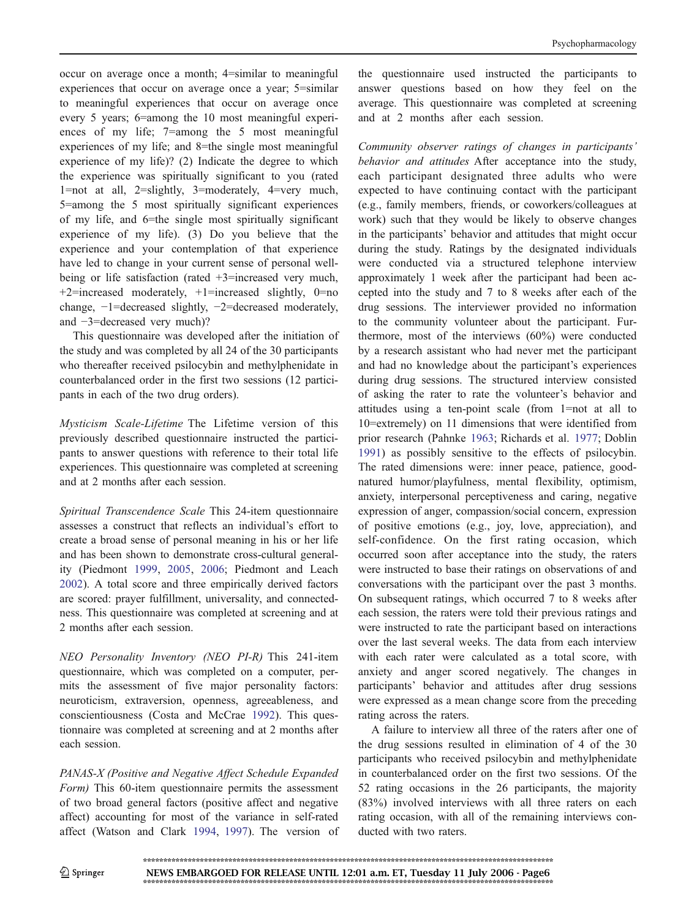occur on average once a month; 4=similar to meaningful experiences that occur on average once a year; 5=similar to meaningful experiences that occur on average once every 5 years; 6=among the 10 most meaningful experiences of my life; 7=among the 5 most meaningful experiences of my life; and 8=the single most meaningful experience of my life)? (2) Indicate the degree to which the experience was spiritually significant to you (rated 1=not at all, 2=slightly, 3=moderately, 4=very much, 5=among the 5 most spiritually significant experiences of my life, and 6=the single most spiritually significant experience of my life). (3) Do you believe that the experience and your contemplation of that experience have led to change in your current sense of personal well-being or life satisfaction (rated +3=increased very much, +2=increased moderately, +1=increased slightly, 0=no change, −1=decreased slightly, −2=decreased moderately, and −3=decreased very much)?

This questionnaire was developed after the initiation of the study and was completed by all 24 of the 30 participants who thereafter received psilocybin and methylphenidate in counterbalanced order in the first two sessions (12 participants in each of the two drug orders).

*Mysticism Scale-Lifetime* The Lifetime version of this previously described questionnaire instructed the participants to answer questions with reference to their total life experiences. This questionnaire was completed at screening and at 2 months after each session.

*Spiritual Transcendence Scale* This 24-item questionnaire assesses a construct that reflects an individual's effort to create a broad sense of personal meaning in his or her life and has been shown to demonstrate cross-cultural generality (Piedmont 1999, 2005, 2006; Piedmont and Leach 2002). A total score and three empirically derived factors are scored: prayer fulfillment, universality, and connectedness. This questionnaire was completed at screening and at 2 months after each session.

*NEO Personality Inventory (NEO PI-R)* This 241-item questionnaire, which was completed on a computer, permits the assessment of five major personality factors: neuroticism, extraversion, openness, agreeableness, and conscientiousness (Costa and McCrae 1992). This questionnaire was completed at screening and at 2 months after each session.

*PANAS-X (Positive and Negative Affect Schedule Expanded Form)* This 60-item questionnaire permits the assessment of two broad general factors (positive affect and negative affect) accounting for most of the variance in self-rated affect (Watson and Clark 1994, 1997). The version of the questionnaire used instructed the participants to answer questions based on how they feel on the average. This questionnaire was completed at screening and at 2 months after each session.

*Community observer ratings of changes in participants' behavior and attitudes* After acceptance into the study, each participant designated three adults who were expected to have continuing contact with the participant (e.g., family members, friends, or coworkers/colleagues at work) such that they would be likely to observe changes in the participants' behavior and attitudes that might occur during the study. Ratings by the designated individuals were conducted via a structured telephone interview approximately 1 week after the participant had been accepted into the study and 7 to 8 weeks after each of the drug sessions. The interviewer provided no information to the community volunteer about the participant. Furthermore, most of the interviews (60%) were conducted by a research assistant who had never met the participant and had no knowledge about the participant's experiences during drug sessions. The structured interview consisted of asking the rater to rate the volunteer's behavior and attitudes using a ten-point scale (from 1=not at all to 10=extremely) on 11 dimensions that were identified from prior research (Pahnke 1963; Richards et al. 1977; Doblin 1991) as possibly sensitive to the effects of psilocybin. The rated dimensions were: inner peace, patience, good-natured humor/playfulness, mental flexibility, optimism, anxiety, interpersonal perceptiveness and caring, negative expression of anger, compassion/social concern, expression of positive emotions (e.g., joy, love, appreciation), and self-confidence. On the first rating occasion, which occurred soon after acceptance into the study, the raters were instructed to base their ratings on observations of and conversations with the participant over the past 3 months. On subsequent ratings, which occurred 7 to 8 weeks after each session, the raters were told their previous ratings and were instructed to rate the participant based on interactions over the last several weeks. The data from each interview with each rater were calculated as a total score, with anxiety and anger scored negatively. The changes in participants' behavior and attitudes after drug sessions were expressed as a mean change score from the preceding rating across the raters.

A failure to interview all three of the raters after one of the drug sessions resulted in elimination of 4 of the 30 participants who received psilocybin and methylphenidate in counterbalanced order on the first two sessions. Of the 52 rating occasions in the 26 participants, the majority (83%) involved interviews with all three raters on each rating occasion, with all of the remaining interviews conducted with two raters.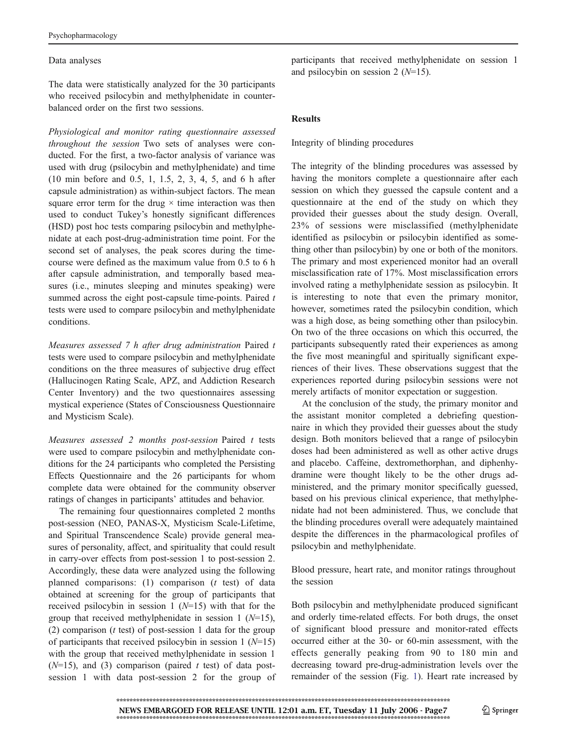### Data analyses

The data were statistically analyzed for the 30 participants who received psilocybin and methylphenidate in counterbalanced order on the first two sessions.

*Physiological and monitor rating questionnaire assessed throughout the session* Two sets of analyses were conducted. For the first, a two-factor analysis of variance was used with drug (psilocybin and methylphenidate) and time (10 min before and 0.5, 1, 1.5, 2, 3, 4, 5, and 6 h after capsule administration) as within-subject factors. The mean square error term for the drug × time interaction was then used to conduct Tukey's honestly significant differences (HSD) post hoc tests comparing psilocybin and methylphenidate at each post-drug-administration time point. For the second set of analyses, the peak scores during the time-course were defined as the maximum value from 0.5 to 6 h after capsule administration, and temporally based measures (i.e., minutes sleeping and minutes speaking) were summed across the eight post-capsule time-points. Paired *t* tests were used to compare psilocybin and methylphenidate conditions.

*Measures assessed 7 h after drug administration* Paired *t* tests were used to compare psilocybin and methylphenidate conditions on the three measures of subjective drug effect (Hallucinogen Rating Scale, APZ, and Addiction Research Center Inventory) and the two questionnaires assessing mystical experience (States of Consciousness Questionnaire and Mysticism Scale).

*Measures assessed 2 months post-session* Paired *t* tests were used to compare psilocybin and methylphenidate conditions for the 24 participants who completed the Persisting Effects Questionnaire and the 26 participants for whom complete data were obtained for the community observer ratings of changes in participants' attitudes and behavior.

The remaining four questionnaires completed 2 months post-session (NEO, PANAS-X, Mysticism Scale-Lifetime, and Spiritual Transcendence Scale) provide general measures of personality, affect, and spirituality that could result in carry-over effects from post-session 1 to post-session 2. Accordingly, these data were analyzed using the following planned comparisons: (1) comparison (*t* test) of data obtained at screening for the group of participants that received psilocybin in session 1 ($N$=15) with that for the group that received methylphenidate in session 1 ($N$=15), (2) comparison (*t* test) of post-session 1 data for the group of participants that received psilocybin in session 1 ($N$=15) with the group that received methylphenidate in session 1 ($N$=15), and (3) comparison (paired *t* test) of data post-session 1 with data post-session 2 for the group of participants that received methylphenidate on session 1 and psilocybin on session 2 ($N$=15).

## Results

### Integrity of blinding procedures

The integrity of the blinding procedures was assessed by having the monitors complete a questionnaire after each session on which they guessed the capsule content and a questionnaire at the end of the study on which they provided their guesses about the study design. Overall, 23% of sessions were misclassified (methylphenidate identified as psilocybin or psilocybin identified as something other than psilocybin) by one or both of the monitors. The primary and most experienced monitor had an overall misclassification rate of 17%. Most misclassification errors involved rating a methylphenidate session as psilocybin. It is interesting to note that even the primary monitor, however, sometimes rated the psilocybin condition, which was a high dose, as being something other than psilocybin. On two of the three occasions on which this occurred, the participants subsequently rated their experiences as among the five most meaningful and spiritually significant experiences of their lives. These observations suggest that the experiences reported during psilocybin sessions were not merely artifacts of monitor expectation or suggestion.

At the conclusion of the study, the primary monitor and the assistant monitor completed a debriefing questionnaire in which they provided their guesses about the study design. Both monitors believed that a range of psilocybin doses had been administered as well as other active drugs and placebo. Caffeine, dextromethorphan, and diphenhydramine were thought likely to be the other drugs administered, and the primary monitor specifically guessed, based on his previous clinical experience, that methylphenidate had not been administered. Thus, we conclude that the blinding procedures overall were adequately maintained despite the differences in the pharmacological profiles of psilocybin and methylphenidate.

### Blood pressure, heart rate, and monitor ratings throughout the session

Both psilocybin and methylphenidate produced significant and orderly time-related effects. For both drugs, the onset of significant blood pressure and monitor-rated effects occurred either at the 30- or 60-min assessment, with the effects generally peaking from 90 to 180 min and decreasing toward pre-drug-administration levels over the remainder of the session (Fig. 1). Heart rate increased by

NEWS EMBARGOED FOR RELEASE UNTIL 12:01 a.m. ET, Tuesday 11 July 2006 - Page7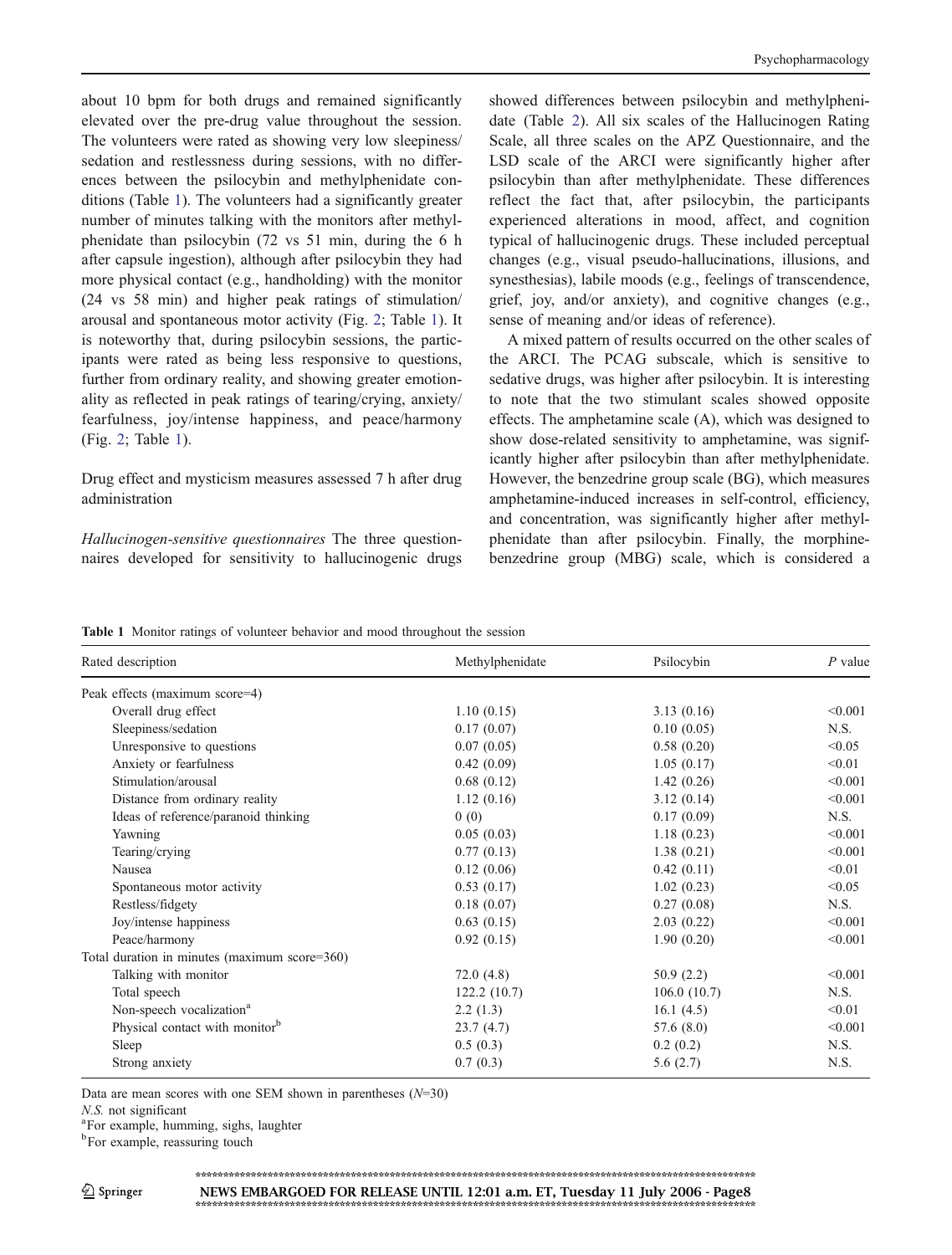about 10 bpm for both drugs and remained significantly elevated over the pre-drug value throughout the session. The volunteers were rated as showing very low sleepiness/sedation and restlessness during sessions, with no differences between the psilocybin and methylphenidate conditions (Table 1). The volunteers had a significantly greater number of minutes talking with the monitors after methylphenidate than psilocybin (72 vs 51 min, during the 6 h after capsule ingestion), although after psilocybin they had more physical contact (e.g., handholding) with the monitor (24 vs 58 min) and higher peak ratings of stimulation/arousal and spontaneous motor activity (Fig. 2; Table 1). It is noteworthy that, during psilocybin sessions, the participants were rated as being less responsive to questions, further from ordinary reality, and showing greater emotionality as reflected in peak ratings of tearing/crying, anxiety/fearfulness, joy/intense happiness, and peace/harmony (Fig. 2; Table 1).

Drug effect and mysticism measures assessed 7 h after drug administration

*Hallucinogen-sensitive questionnaires* The three questionnaires developed for sensitivity to hallucinogenic drugs showed differences between psilocybin and methylphenidate (Table 2). All six scales of the Hallucinogen Rating Scale, all three scales on the APZ Questionnaire, and the LSD scale of the ARCI were significantly higher after psilocybin than after methylphenidate. These differences reflect the fact that, after psilocybin, the participants experienced alterations in mood, affect, and cognition typical of hallucinogenic drugs. These included perceptual changes (e.g., visual pseudo-hallucinations, illusions, and synesthesias), labile moods (e.g., feelings of transcendence, grief, joy, and/or anxiety), and cognitive changes (e.g., sense of meaning and/or ideas of reference).

A mixed pattern of results occurred on the other scales of the ARCI. The PCAG subscale, which is sensitive to sedative drugs, was higher after psilocybin. It is interesting to note that the two stimulant scales showed opposite effects. The amphetamine scale (A), which was designed to show dose-related sensitivity to amphetamine, was significantly higher after psilocybin than after methylphenidate. However, the benzedrine group scale (BG), which measures amphetamine-induced increases in self-control, efficiency, and concentration, was significantly higher after methylphenidate than after psilocybin. Finally, the morphine-benzedrine group (MBG) scale, which is considered a

**Table 1** Monitor ratings of volunteer behavior and mood throughout the session

| Rated description | Methylphenidate | Psilocybin | *P* value |
|---|---|---|---|
| Peak effects (maximum score=4) | | | |
| Overall drug effect | 1.10 (0.15) | 3.13 (0.16) | <0.001 |
| Sleepiness/sedation | 0.17 (0.07) | 0.10 (0.05) | N.S. |
| Unresponsive to questions | 0.07 (0.05) | 0.58 (0.20) | <0.05 |
| Anxiety or fearfulness | 0.42 (0.09) | 1.05 (0.17) | <0.01 |
| Stimulation/arousal | 0.68 (0.12) | 1.42 (0.26) | <0.001 |
| Distance from ordinary reality | 1.12 (0.16) | 3.12 (0.14) | <0.001 |
| Ideas of reference/paranoid thinking | 0 (0) | 0.17 (0.09) | N.S. |
| Yawning | 0.05 (0.03) | 1.18 (0.23) | <0.001 |
| Tearing/crying | 0.77 (0.13) | 1.38 (0.21) | <0.001 |
| Nausea | 0.12 (0.06) | 0.42 (0.11) | <0.01 |
| Spontaneous motor activity | 0.53 (0.17) | 1.02 (0.23) | <0.05 |
| Restless/fidgety | 0.18 (0.07) | 0.27 (0.08) | N.S. |
| Joy/intense happiness | 0.63 (0.15) | 2.03 (0.22) | <0.001 |
| Peace/harmony | 0.92 (0.15) | 1.90 (0.20) | <0.001 |
| Total duration in minutes (maximum score=360) | | | |
| Talking with monitor | 72.0 (4.8) | 50.9 (2.2) | <0.001 |
| Total speech | 122.2 (10.7) | 106.0 (10.7) | N.S. |
| Non-speech vocalization[a] | 2.2 (1.3) | 16.1 (4.5) | <0.01 |
| Physical contact with monitor[b] | 23.7 (4.7) | 57.6 (8.0) | <0.001 |
| Sleep | 0.5 (0.3) | 0.2 (0.2) | N.S. |
| Strong anxiety | 0.7 (0.3) | 5.6 (2.7) | N.S. |

Data are mean scores with one SEM shown in parentheses ($N$=30)

*N.S.* not significant

[a] For example, humming, sighs, laughter

[b] For example, reassuring touch

NEWS EMBARGOED FOR RELEASE UNTIL 12:01 a.m. ET, Tuesday 11 July 2006 - Page8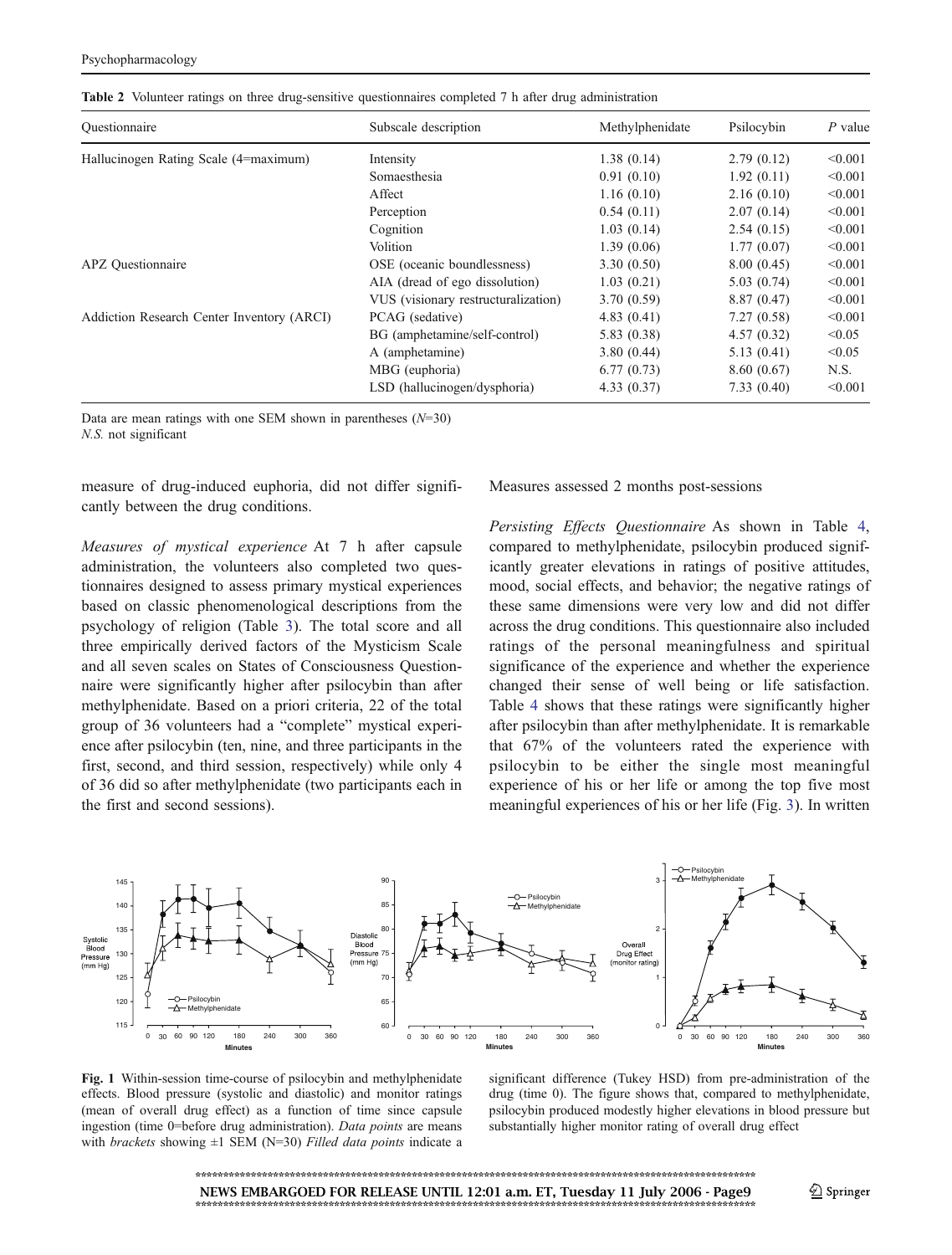**Table 2** Volunteer ratings on three drug-sensitive questionnaires completed 7 h after drug administration

| Questionnaire | Subscale description | Methylphenidate | Psilocybin | P value |
|---|---|---|---|---|
| Hallucinogen Rating Scale (4=maximum) | Intensity | 1.38 (0.14) | 2.79 (0.12) | <0.001 |
| | Somaesthesia | 0.91 (0.10) | 1.92 (0.11) | <0.001 |
| | Affect | 1.16 (0.10) | 2.16 (0.10) | <0.001 |
| | Perception | 0.54 (0.11) | 2.07 (0.14) | <0.001 |
| | Cognition | 1.03 (0.14) | 2.54 (0.15) | <0.001 |
| | Volition | 1.39 (0.06) | 1.77 (0.07) | <0.001 |
| APZ Questionnaire | OSE (oceanic boundlessness) | 3.30 (0.50) | 8.00 (0.45) | <0.001 |
| | AIA (dread of ego dissolution) | 1.03 (0.21) | 5.03 (0.74) | <0.001 |
| | VUS (visionary restructuralization) | 3.70 (0.59) | 8.87 (0.47) | <0.001 |
| Addiction Research Center Inventory (ARCI) | PCAG (sedative) | 4.83 (0.41) | 7.27 (0.58) | <0.001 |
| | BG (amphetamine/self-control) | 5.83 (0.38) | 4.57 (0.32) | <0.05 |
| | A (amphetamine) | 3.80 (0.44) | 5.13 (0.41) | <0.05 |
| | MBG (euphoria) | 6.77 (0.73) | 8.60 (0.67) | N.S. |
| | LSD (hallucinogen/dysphoria) | 4.33 (0.37) | 7.33 (0.40) | <0.001 |

Data are mean ratings with one SEM shown in parentheses (*N*=30)
*N.S.* not significant

measure of drug-induced euphoria, did not differ significantly between the drug conditions.

*Measures of mystical experience* At 7 h after capsule administration, the volunteers also completed two questionnaires designed to assess primary mystical experiences based on classic phenomenological descriptions from the psychology of religion (Table 3). The total score and all three empirically derived factors of the Mysticism Scale and all seven scales on States of Consciousness Questionnaire were significantly higher after psilocybin than after methylphenidate. Based on a priori criteria, 22 of the total group of 36 volunteers had a "complete" mystical experience after psilocybin (ten, nine, and three participants in the first, second, and third session, respectively) while only 4 of 36 did so after methylphenidate (two participants each in the first and second sessions).

Measures assessed 2 months post-sessions

*Persisting Effects Questionnaire* As shown in Table 4, compared to methylphenidate, psilocybin produced significantly greater elevations in ratings of positive attitudes, mood, social effects, and behavior; the negative ratings of these same dimensions were very low and did not differ across the drug conditions. This questionnaire also included ratings of the personal meaningfulness and spiritual significance of the experience and whether the experience changed their sense of well being or life satisfaction. Table 4 shows that these ratings were significantly higher after psilocybin than after methylphenidate. It is remarkable that 67% of the volunteers rated the experience with psilocybin to be either the single most meaningful experience of his or her life or among the top five most meaningful experiences of his or her life (Fig. 3). In written

**Fig. 1** Within-session time-course of psilocybin and methylphenidate effects. Blood pressure (systolic and diastolic) and monitor ratings (mean of overall drug effect) as a function of time since capsule ingestion (time 0=before drug administration). *Data points* are means with *brackets* showing ±1 SEM (N=30) *Filled data points* indicate a significant difference (Tukey HSD) from pre-administration of the drug (time 0). The figure shows that, compared to methylphenidate, psilocybin produced modestly higher elevations in blood pressure but substantially higher monitor rating of overall drug effect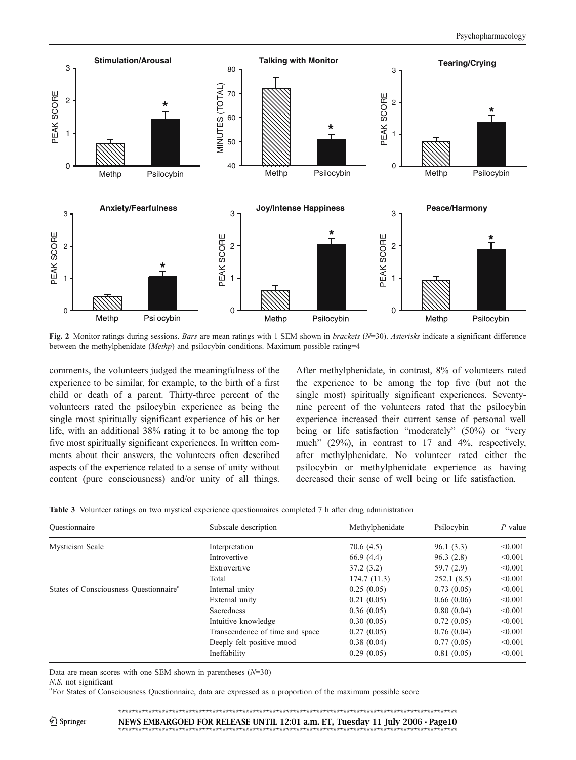Fig. 2 Monitor ratings during sessions. *Bars* are mean ratings with 1 SEM shown in *brackets* ($N$=30). *Asterisks* indicate a significant difference between the methylphenidate (*Methp*) and psilocybin conditions. Maximum possible rating=4

comments, the volunteers judged the meaningfulness of the experience to be similar, for example, to the birth of a first child or death of a parent. Thirty-three percent of the volunteers rated the psilocybin experience as being the single most spiritually significant experience of his or her life, with an additional 38% rating it to be among the top five most spiritually significant experiences. In written comments about their answers, the volunteers often described aspects of the experience related to a sense of unity without content (pure consciousness) and/or unity of all things. After methylphenidate, in contrast, 8% of volunteers rated the experience to be among the top five (but not the single most) spiritually significant experiences. Seventy-nine percent of the volunteers rated that the psilocybin experience increased their current sense of personal well being or life satisfaction "moderately" (50%) or "very much" (29%), in contrast to 17 and 4%, respectively, after methylphenidate. No volunteer rated either the psilocybin or methylphenidate experience as having decreased their sense of well being or life satisfaction.

**Table 3** Volunteer ratings on two mystical experience questionnaires completed 7 h after drug administration

| Questionnaire | Subscale description | Methylphenidate | Psilocybin | *P* value |
|---|---|---|---|---|
| Mysticism Scale | Interpretation | 70.6 (4.5) | 96.1 (3.3) | <0.001 |
| | Introvertive | 66.9 (4.4) | 96.3 (2.8) | <0.001 |
| | Extrovertive | 37.2 (3.2) | 59.7 (2.9) | <0.001 |
| | Total | 174.7 (11.3) | 252.1 (8.5) | <0.001 |
| States of Consciousness Questionnaire[a] | Internal unity | 0.25 (0.05) | 0.73 (0.05) | <0.001 |
| | External unity | 0.21 (0.05) | 0.66 (0.06) | <0.001 |
| | Sacredness | 0.36 (0.05) | 0.80 (0.04) | <0.001 |
| | Intuitive knowledge | 0.30 (0.05) | 0.72 (0.05) | <0.001 |
| | Transcendence of time and space | 0.27 (0.05) | 0.76 (0.04) | <0.001 |
| | Deeply felt positive mood | 0.38 (0.04) | 0.77 (0.05) | <0.001 |
| | Ineffability | 0.29 (0.05) | 0.81 (0.05) | <0.001 |

Data are mean scores with one SEM shown in parentheses ($N$=30)

*N.S.* not significant

[a]For States of Consciousness Questionnaire, data are expressed as a proportion of the maximum possible score

NEWS EMBARGOED FOR RELEASE UNTIL 12:01 a.m. ET, Tuesday 11 July 2006 - Page10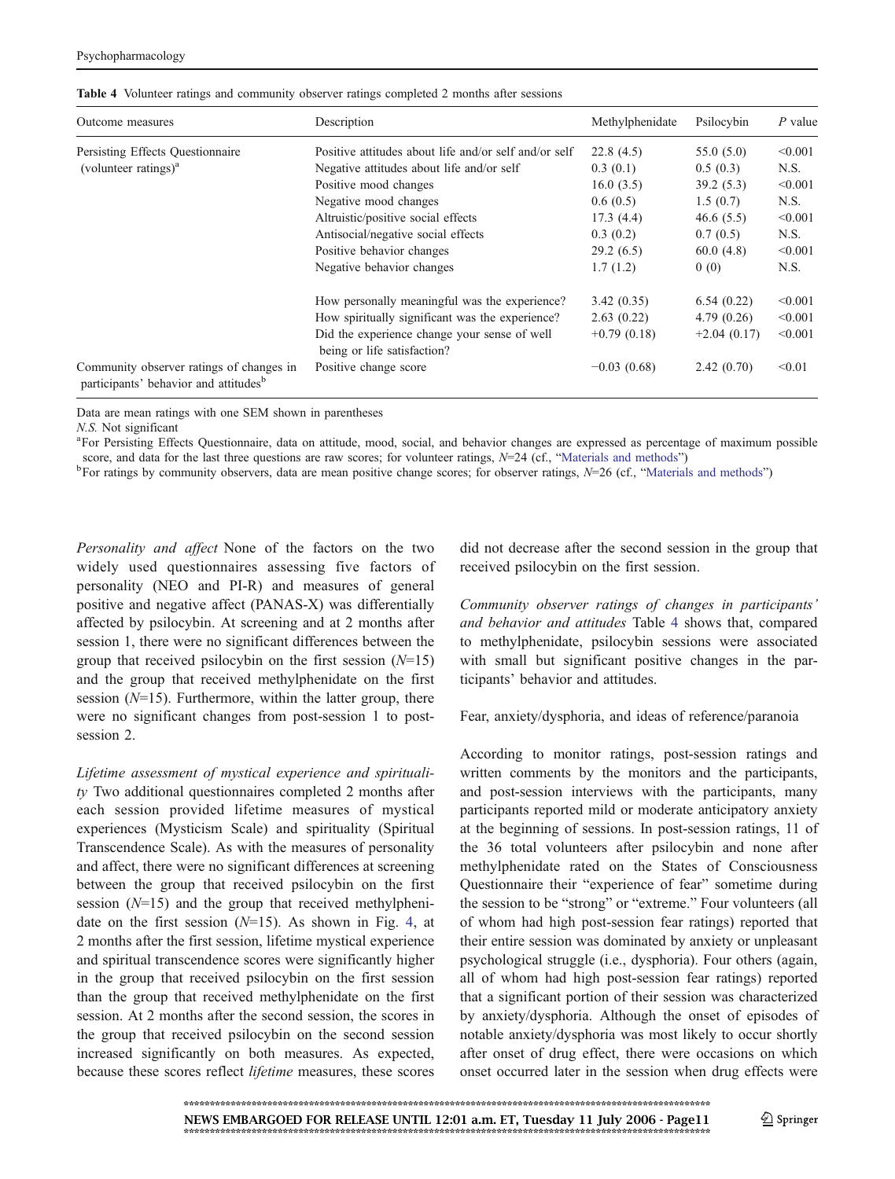**Table 4** Volunteer ratings and community observer ratings completed 2 months after sessions

| Outcome measures | Description | Methylphenidate | Psilocybin | P value |
|---|---|---|---|---|
| Persisting Effects Questionnaire (volunteer ratings)[a] | Positive attitudes about life and/or self and/or self | 22.8 (4.5) | 55.0 (5.0) | <0.001 |
| | Negative attitudes about life and/or self | 0.3 (0.1) | 0.5 (0.3) | N.S. |
| | Positive mood changes | 16.0 (3.5) | 39.2 (5.3) | <0.001 |
| | Negative mood changes | 0.6 (0.5) | 1.5 (0.7) | N.S. |
| | Altruistic/positive social effects | 17.3 (4.4) | 46.6 (5.5) | <0.001 |
| | Antisocial/negative social effects | 0.3 (0.2) | 0.7 (0.5) | N.S. |
| | Positive behavior changes | 29.2 (6.5) | 60.0 (4.8) | <0.001 |
| | Negative behavior changes | 1.7 (1.2) | 0 (0) | N.S. |
| | How personally meaningful was the experience? | 3.42 (0.35) | 6.54 (0.22) | <0.001 |
| | How spiritually significant was the experience? | 2.63 (0.22) | 4.79 (0.26) | <0.001 |
| | Did the experience change your sense of well being or life satisfaction? | +0.79 (0.18) | +2.04 (0.17) | <0.001 |
| Community observer ratings of changes in participants' behavior and attitudes[b] | Positive change score | −0.03 (0.68) | 2.42 (0.70) | <0.01 |

Data are mean ratings with one SEM shown in parentheses

*N.S.* Not significant

[a] For Persisting Effects Questionnaire, data on attitude, mood, social, and behavior changes are expressed as percentage of maximum possible score, and data for the last three questions are raw scores; for volunteer ratings, $N$=24 (cf., "Materials and methods")

[b] For ratings by community observers, data are mean positive change scores; for observer ratings, $N$=26 (cf., "Materials and methods")

*Personality and affect* None of the factors on the two widely used questionnaires assessing five factors of personality (NEO and PI-R) and measures of general positive and negative affect (PANAS-X) was differentially affected by psilocybin. At screening and at 2 months after session 1, there were no significant differences between the group that received psilocybin on the first session ($N$=15) and the group that received methylphenidate on the first session ($N$=15). Furthermore, within the latter group, there were no significant changes from post-session 1 to post-session 2.

*Lifetime assessment of mystical experience and spirituality* Two additional questionnaires completed 2 months after each session provided lifetime measures of mystical experiences (Mysticism Scale) and spirituality (Spiritual Transcendence Scale). As with the measures of personality and affect, there were no significant differences at screening between the group that received psilocybin on the first session ($N$=15) and the group that received methylphenidate on the first session ($N$=15). As shown in Fig. 4, at 2 months after the first session, lifetime mystical experience and spiritual transcendence scores were significantly higher in the group that received psilocybin on the first session than the group that received methylphenidate on the first session. At 2 months after the second session, the scores in the group that received psilocybin on the second session increased significantly on both measures. As expected, because these scores reflect *lifetime* measures, these scores did not decrease after the second session in the group that received psilocybin on the first session.

*Community observer ratings of changes in participants' and behavior and attitudes* Table 4 shows that, compared to methylphenidate, psilocybin sessions were associated with small but significant positive changes in the participants' behavior and attitudes.

Fear, anxiety/dysphoria, and ideas of reference/paranoia

According to monitor ratings, post-session ratings and written comments by the monitors and the participants, and post-session interviews with the participants, many participants reported mild or moderate anticipatory anxiety at the beginning of sessions. In post-session ratings, 11 of the 36 total volunteers after psilocybin and none after methylphenidate rated on the States of Consciousness Questionnaire their "experience of fear" sometime during the session to be "strong" or "extreme." Four volunteers (all of whom had high post-session fear ratings) reported that their entire session was dominated by anxiety or unpleasant psychological struggle (i.e., dysphoria). Four others (again, all of whom had high post-session fear ratings) reported that a significant portion of their session was characterized by anxiety/dysphoria. Although the onset of episodes of notable anxiety/dysphoria was most likely to occur shortly after onset of drug effect, there were occasions on which onset occurred later in the session when drug effects were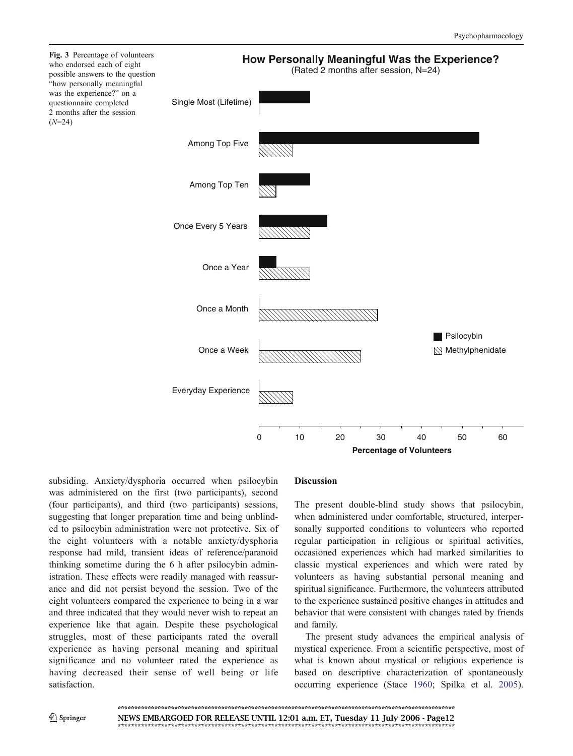**Fig. 3** Percentage of volunteers who endorsed each of eight possible answers to the question "how personally meaningful was the experience?" on a questionnaire completed 2 months after the session ($N$=24)

subsiding. Anxiety/dysphoria occurred when psilocybin was administered on the first (two participants), second (four participants), and third (two participants) sessions, suggesting that longer preparation time and being unblinded to psilocybin administration were not protective. Six of the eight volunteers with a notable anxiety/dysphoria response had mild, transient ideas of reference/paranoid thinking sometime during the 6 h after psilocybin administration. These effects were readily managed with reassurance and did not persist beyond the session. Two of the eight volunteers compared the experience to being in a war and three indicated that they would never wish to repeat an experience like that again. Despite these psychological struggles, most of these participants rated the overall experience as having personal meaning and spiritual significance and no volunteer rated the experience as having decreased their sense of well being or life satisfaction.

## Discussion

The present double-blind study shows that psilocybin, when administered under comfortable, structured, interpersonally supported conditions to volunteers who reported regular participation in religious or spiritual activities, occasioned experiences which had marked similarities to classic mystical experiences and which were rated by volunteers as having substantial personal meaning and spiritual significance. Furthermore, the volunteers attributed to the experience sustained positive changes in attitudes and behavior that were consistent with changes rated by friends and family.

The present study advances the empirical analysis of mystical experience. From a scientific perspective, most of what is known about mystical or religious experience is based on descriptive characterization of spontaneously occurring experience (Stace 1960; Spilka et al. 2005).

NEWS EMBARGOED FOR RELEASE UNTIL 12:01 a.m. ET, Tuesday 11 July 2006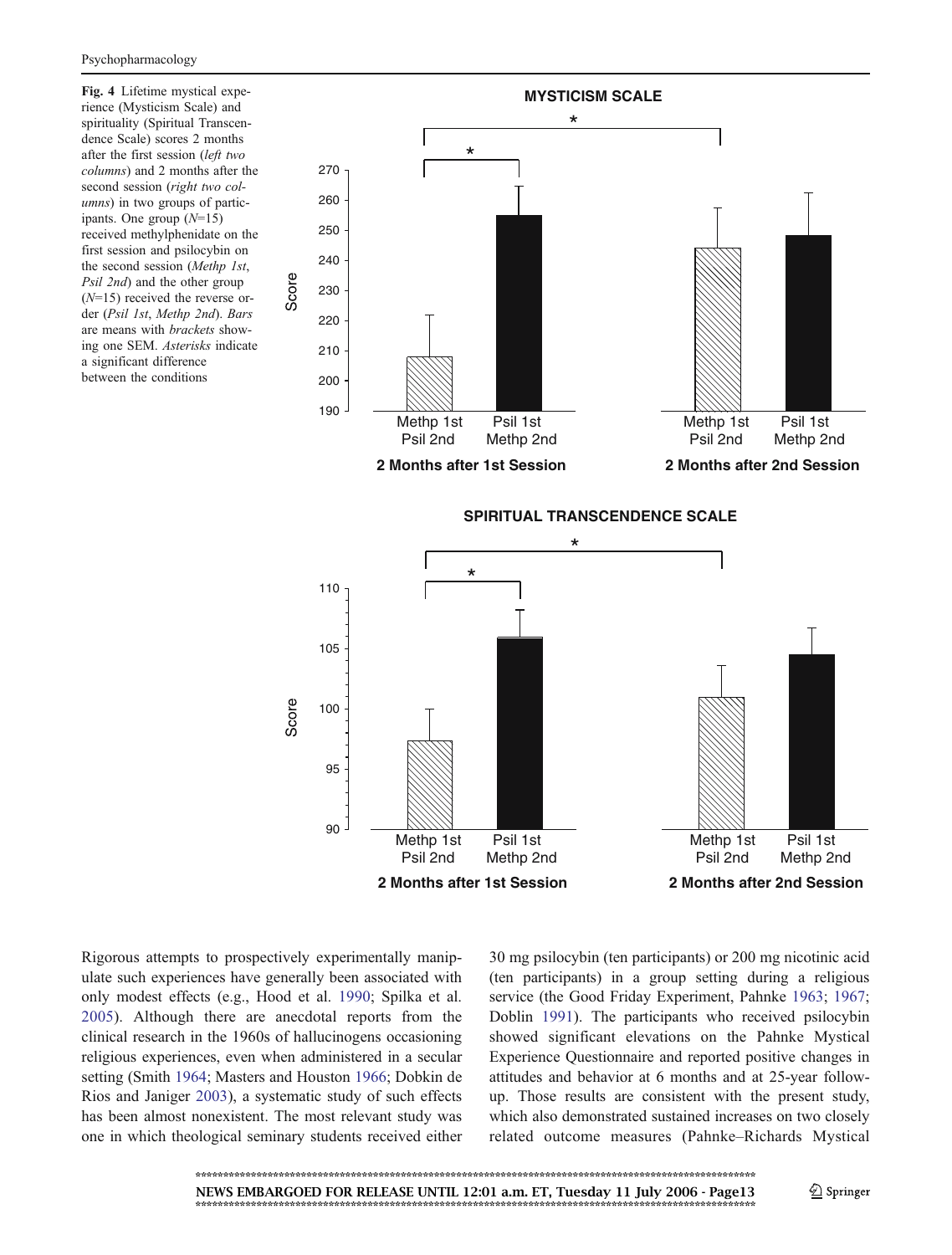**Fig. 4** Lifetime mystical experience (Mysticism Scale) and spirituality (Spiritual Transcendence Scale) scores 2 months after the first session (*left two columns*) and 2 months after the second session (*right two columns*) in two groups of participants. One group ($N$=15) received methylphenidate on the first session and psilocybin on the second session (*Methp 1st, Psil 2nd*) and the other group ($N$=15) received the reverse order (*Psil 1st, Methp 2nd*). *Bars* are means with *brackets* showing one SEM. *Asterisks* indicate a significant difference between the conditions

Rigorous attempts to prospectively experimentally manipulate such experiences have generally been associated with only modest effects (e.g., Hood et al. 1990; Spilka et al. 2005). Although there are anecdotal reports from the clinical research in the 1960s of hallucinogens occasioning religious experiences, even when administered in a secular setting (Smith 1964; Masters and Houston 1966; Dobkin de Rios and Janiger 2003), a systematic study of such effects has been almost nonexistent. The most relevant study was one in which theological seminary students received either 30 mg psilocybin (ten participants) or 200 mg nicotinic acid (ten participants) in a group setting during a religious service (the Good Friday Experiment, Pahnke 1963; 1967; Doblin 1991). The participants who received psilocybin showed significant elevations on the Pahnke Mystical Experience Questionnaire and reported positive changes in attitudes and behavior at 6 months and at 25-year follow-up. Those results are consistent with the present study, which also demonstrated sustained increases on two closely related outcome measures (Pahnke–Richards Mystical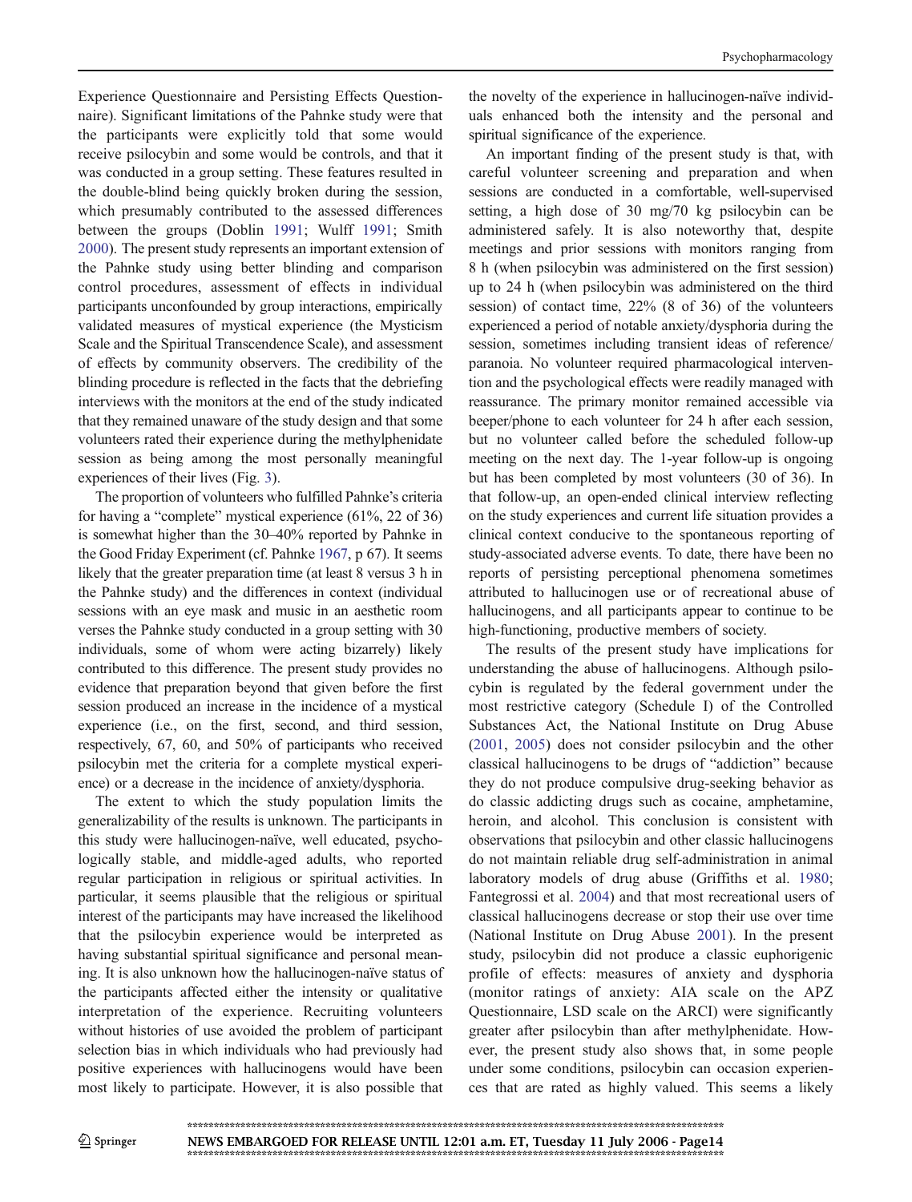Experience Questionnaire and Persisting Effects Questionnaire). Significant limitations of the Pahnke study were that the participants were explicitly told that some would receive psilocybin and some would be controls, and that it was conducted in a group setting. These features resulted in the double-blind being quickly broken during the session, which presumably contributed to the assessed differences between the groups (Doblin 1991; Wulff 1991; Smith 2000). The present study represents an important extension of the Pahnke study using better blinding and comparison control procedures, assessment of effects in individual participants unconfounded by group interactions, empirically validated measures of mystical experience (the Mysticism Scale and the Spiritual Transcendence Scale), and assessment of effects by community observers. The credibility of the blinding procedure is reflected in the facts that the debriefing interviews with the monitors at the end of the study indicated that they remained unaware of the study design and that some volunteers rated their experience during the methylphenidate session as being among the most personally meaningful experiences of their lives (Fig. 3).

The proportion of volunteers who fulfilled Pahnke's criteria for having a "complete" mystical experience (61%, 22 of 36) is somewhat higher than the 30–40% reported by Pahnke in the Good Friday Experiment (cf. Pahnke 1967, p 67). It seems likely that the greater preparation time (at least 8 versus 3 h in the Pahnke study) and the differences in context (individual sessions with an eye mask and music in an aesthetic room verses the Pahnke study conducted in a group setting with 30 individuals, some of whom were acting bizarrely) likely contributed to this difference. The present study provides no evidence that preparation beyond that given before the first session produced an increase in the incidence of a mystical experience (i.e., on the first, second, and third session, respectively, 67, 60, and 50% of participants who received psilocybin met the criteria for a complete mystical experience) or a decrease in the incidence of anxiety/dysphoria.

The extent to which the study population limits the generalizability of the results is unknown. The participants in this study were hallucinogen-naïve, well educated, psychologically stable, and middle-aged adults, who reported regular participation in religious or spiritual activities. In particular, it seems plausible that the religious or spiritual interest of the participants may have increased the likelihood that the psilocybin experience would be interpreted as having substantial spiritual significance and personal meaning. It is also unknown how the hallucinogen-naïve status of the participants affected either the intensity or qualitative interpretation of the experience. Recruiting volunteers without histories of use avoided the problem of participant selection bias in which individuals who had previously had positive experiences with hallucinogens would have been most likely to participate. However, it is also possible that the novelty of the experience in hallucinogen-naïve individuals enhanced both the intensity and the personal and spiritual significance of the experience.

An important finding of the present study is that, with careful volunteer screening and preparation and when sessions are conducted in a comfortable, well-supervised setting, a high dose of 30 mg/70 kg psilocybin can be administered safely. It is also noteworthy that, despite meetings and prior sessions with monitors ranging from 8 h (when psilocybin was administered on the first session) up to 24 h (when psilocybin was administered on the third session) of contact time, 22% (8 of 36) of the volunteers experienced a period of notable anxiety/dysphoria during the session, sometimes including transient ideas of reference/paranoia. No volunteer required pharmacological intervention and the psychological effects were readily managed with reassurance. The primary monitor remained accessible via beeper/phone to each volunteer for 24 h after each session, but no volunteer called before the scheduled follow-up meeting on the next day. The 1-year follow-up is ongoing but has been completed by most volunteers (30 of 36). In that follow-up, an open-ended clinical interview reflecting on the study experiences and current life situation provides a clinical context conducive to the spontaneous reporting of study-associated adverse events. To date, there have been no reports of persisting perceptional phenomena sometimes attributed to hallucinogen use or of recreational abuse of hallucinogens, and all participants appear to continue to be high-functioning, productive members of society.

The results of the present study have implications for understanding the abuse of hallucinogens. Although psilocybin is regulated by the federal government under the most restrictive category (Schedule I) of the Controlled Substances Act, the National Institute on Drug Abuse (2001, 2005) does not consider psilocybin and the other classical hallucinogens to be drugs of "addiction" because they do not produce compulsive drug-seeking behavior as do classic addicting drugs such as cocaine, amphetamine, heroin, and alcohol. This conclusion is consistent with observations that psilocybin and other classic hallucinogens do not maintain reliable drug self-administration in animal laboratory models of drug abuse (Griffiths et al. 1980; Fantegrossi et al. 2004) and that most recreational users of classical hallucinogens decrease or stop their use over time (National Institute on Drug Abuse 2001). In the present study, psilocybin did not produce a classic euphorigenic profile of effects: measures of anxiety and dysphoria (monitor ratings of anxiety: AIA scale on the APZ Questionnaire, LSD scale on the ARCI) were significantly greater after psilocybin than after methylphenidate. However, the present study also shows that, in some people under some conditions, psilocybin can occasion experiences that are rated as highly valued. This seems a likely

NEWS EMBARGOED FOR RELEASE UNTIL 12:01 a.m. ET, Tuesday 11 July 2006 - Page14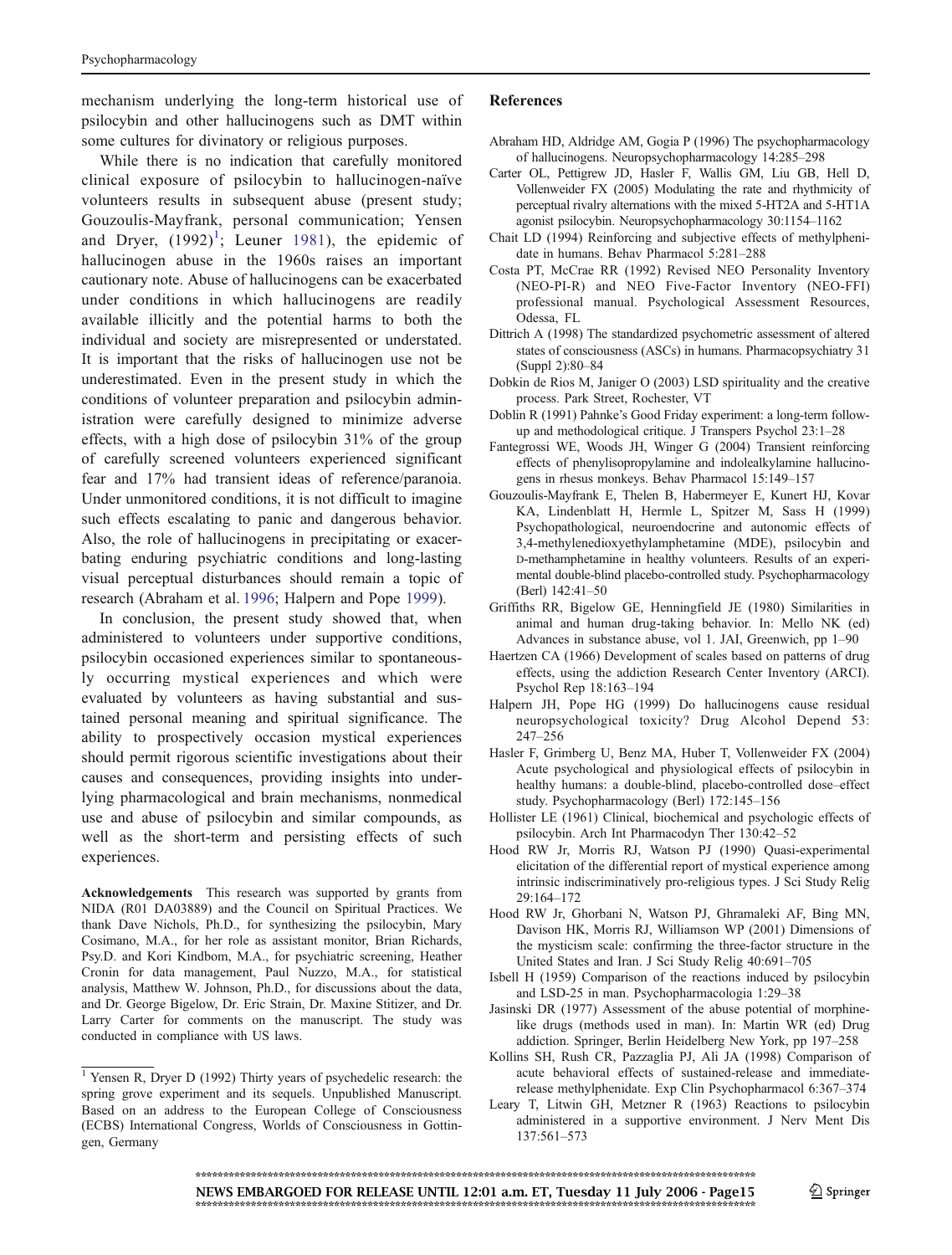mechanism underlying the long-term historical use of psilocybin and other hallucinogens such as DMT within some cultures for divinatory or religious purposes.

While there is no indication that carefully monitored clinical exposure of psilocybin to hallucinogen-naïve volunteers results in subsequent abuse (present study; Gouzoulis-Mayfrank, personal communication; Yensen and Dryer, (1992)[1]; Leuner 1981), the epidemic of hallucinogen abuse in the 1960s raises an important cautionary note. Abuse of hallucinogens can be exacerbated under conditions in which hallucinogens are readily available illicitly and the potential harms to both the individual and society are misrepresented or understated. It is important that the risks of hallucinogen use not be underestimated. Even in the present study in which the conditions of volunteer preparation and psilocybin administration were carefully designed to minimize adverse effects, with a high dose of psilocybin 31% of the group of carefully screened volunteers experienced significant fear and 17% had transient ideas of reference/paranoia. Under unmonitored conditions, it is not difficult to imagine such effects escalating to panic and dangerous behavior. Also, the role of hallucinogens in precipitating or exacerbating enduring psychiatric conditions and long-lasting visual perceptual disturbances should remain a topic of research (Abraham et al. 1996; Halpern and Pope 1999).

In conclusion, the present study showed that, when administered to volunteers under supportive conditions, psilocybin occasioned experiences similar to spontaneously occurring mystical experiences and which were evaluated by volunteers as having substantial and sustained personal meaning and spiritual significance. The ability to prospectively occasion mystical experiences should permit rigorous scientific investigations about their causes and consequences, providing insights into underlying pharmacological and brain mechanisms, nonmedical use and abuse of psilocybin and similar compounds, as well as the short-term and persisting effects of such experiences.

**Acknowledgements** This research was supported by grants from NIDA (R01 DA03889) and the Council on Spiritual Practices. We thank Dave Nichols, Ph.D., for synthesizing the psilocybin, Mary Cosimano, M.A., for her role as assistant monitor, Brian Richards, Psy.D. and Kori Kindbom, M.A., for psychiatric screening, Heather Cronin for data management, Paul Nuzzo, M.A., for statistical analysis, Matthew W. Johnson, Ph.D., for discussions about the data, and Dr. George Bigelow, Dr. Eric Strain, Dr. Maxine Stitizer, and Dr. Larry Carter for comments on the manuscript. The study was conducted in compliance with US laws.

[1] Yensen R, Dryer D (1992) Thirty years of psychedelic research: the spring grove experiment and its sequels. Unpublished Manuscript. Based on an address to the European College of Consciousness (ECBS) International Congress, Worlds of Consciousness in Gottingen, Germany

## References

Abraham HD, Aldridge AM, Gogia P (1996) The psychopharmacology of hallucinogens. Neuropsychopharmacology 14:285–298

Carter OL, Pettigrew JD, Hasler F, Wallis GM, Liu GB, Hell D, Vollenweider FX (2005) Modulating the rate and rhythmicity of perceptual rivalry alternations with the mixed 5-HT2A and 5-HT1A agonist psilocybin. Neuropsychopharmacology 30:1154–1162

Chait LD (1994) Reinforcing and subjective effects of methylphenidate in humans. Behav Pharmacol 5:281–288

Costa PT, McCrae RR (1992) Revised NEO Personality Inventory (NEO-PI-R) and NEO Five-Factor Inventory (NEO-FFI) professional manual. Psychological Assessment Resources, Odessa, FL

Dittrich A (1998) The standardized psychometric assessment of altered states of consciousness (ASCs) in humans. Pharmacopsychiatry 31 (Suppl 2):80–84

Dobkin de Rios M, Janiger O (2003) LSD spirituality and the creative process. Park Street, Rochester, VT

Doblin R (1991) Pahnke's Good Friday experiment: a long-term follow-up and methodological critique. J Transpers Psychol 23:1–28

Fantegrossi WE, Woods JH, Winger G (2004) Transient reinforcing effects of phenylisopropylamine and indolealkylamine hallucinogens in rhesus monkeys. Behav Pharmacol 15:149–157

Gouzoulis-Mayfrank E, Thelen B, Habermeyer E, Kunert HJ, Kovar KA, Lindenblatt H, Hermle L, Spitzer M, Sass H (1999) Psychopathological, neuroendocrine and autonomic effects of 3,4-methylenedioxyethylamphetamine (MDE), psilocybin and D-methamphetamine in healthy volunteers. Results of an experimental double-blind placebo-controlled study. Psychopharmacology (Berl) 142:41–50

Griffiths RR, Bigelow GE, Henningfield JE (1980) Similarities in animal and human drug-taking behavior. In: Mello NK (ed) Advances in substance abuse, vol 1. JAI, Greenwich, pp 1–90

Haertzen CA (1966) Development of scales based on patterns of drug effects, using the addiction Research Center Inventory (ARCI). Psychol Rep 18:163–194

Halpern JH, Pope HG (1999) Do hallucinogens cause residual neuropsychological toxicity? Drug Alcohol Depend 53: 247–256

Hasler F, Grimberg U, Benz MA, Huber T, Vollenweider FX (2004) Acute psychological and physiological effects of psilocybin in healthy humans: a double-blind, placebo-controlled dose–effect study. Psychopharmacology (Berl) 172:145–156

Hollister LE (1961) Clinical, biochemical and psychologic effects of psilocybin. Arch Int Pharmacodyn Ther 130:42–52

Hood RW Jr, Morris RJ, Watson PJ (1990) Quasi-experimental elicitation of the differential report of mystical experience among intrinsic indiscriminatively pro-religious types. J Sci Study Relig 29:164–172

Hood RW Jr, Ghorbani N, Watson PJ, Ghramaleki AF, Bing MN, Davison HK, Morris RJ, Williamson WP (2001) Dimensions of the mysticism scale: confirming the three-factor structure in the United States and Iran. J Sci Study Relig 40:691–705

Isbell H (1959) Comparison of the reactions induced by psilocybin and LSD-25 in man. Psychopharmacologia 1:29–38

Jasinski DR (1977) Assessment of the abuse potential of morphine-like drugs (methods used in man). In: Martin WR (ed) Drug addiction. Springer, Berlin Heidelberg New York, pp 197–258

Kollins SH, Rush CR, Pazzaglia PJ, Ali JA (1998) Comparison of acute behavioral effects of sustained-release and immediate-release methylphenidate. Exp Clin Psychopharmacol 6:367–374

Leary T, Litwin GH, Metzner R (1963) Reactions to psilocybin administered in a supportive environment. J Nerv Ment Dis 137:561–573

NEWS EMBARGOED FOR RELEASE UNTIL 12:01 a.m. ET, Tuesday 11 July 2006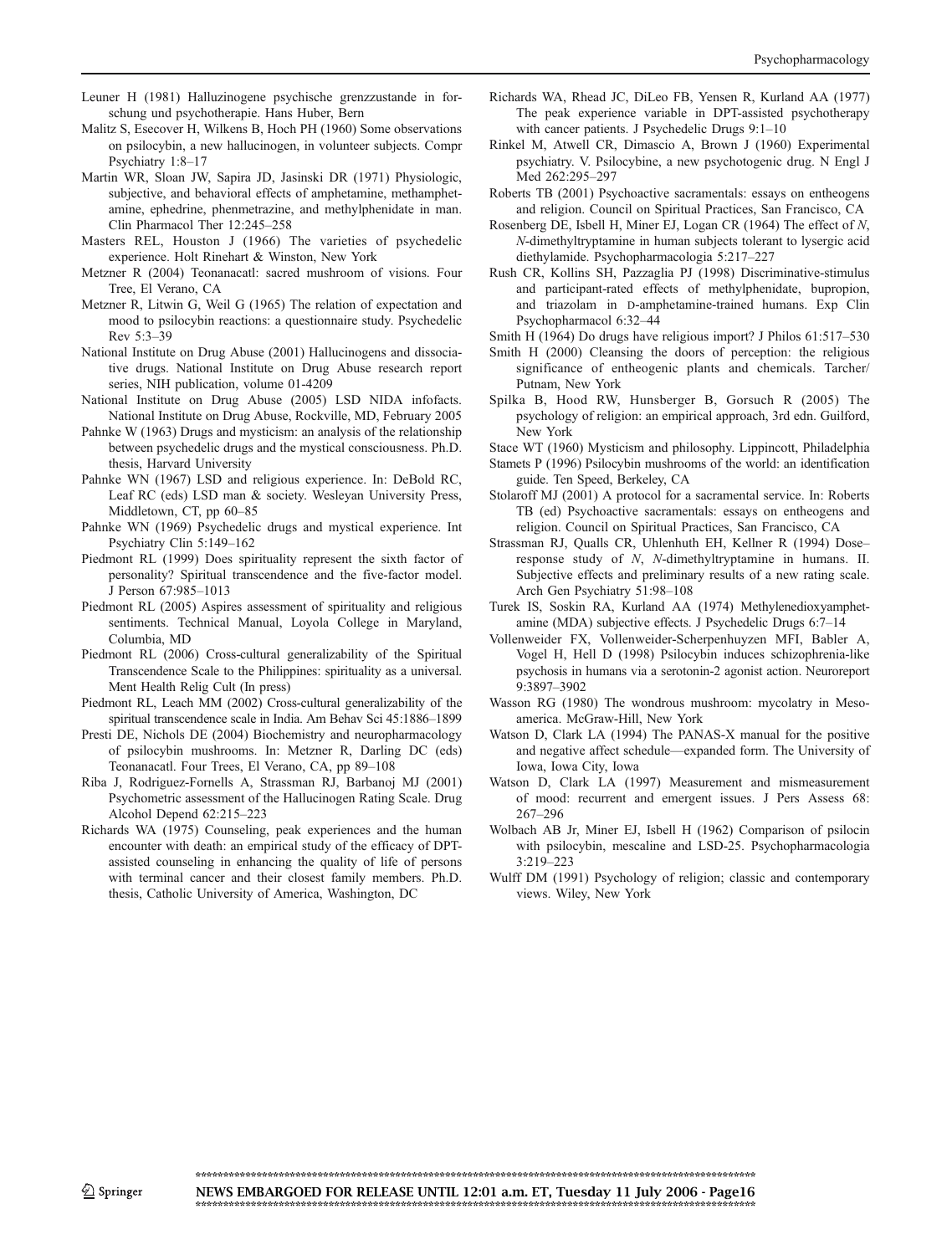Leuner H (1981) Halluzinogene psychische grenzzustande in forschung und psychotherapie. Hans Huber, Bern

Malitz S, Esecover H, Wilkens B, Hoch PH (1960) Some observations on psilocybin, a new hallucinogen, in volunteer subjects. Compr Psychiatry 1:8–17

Martin WR, Sloan JW, Sapira JD, Jasinski DR (1971) Physiologic, subjective, and behavioral effects of amphetamine, methamphetamine, ephedrine, phenmetrazine, and methylphenidate in man. Clin Pharmacol Ther 12:245–258

Masters REL, Houston J (1966) The varieties of psychedelic experience. Holt Rinehart & Winston, New York

Metzner R (2004) Teonanacatl: sacred mushroom of visions. Four Tree, El Verano, CA

Metzner R, Litwin G, Weil G (1965) The relation of expectation and mood to psilocybin reactions: a questionnaire study. Psychedelic Rev 5:3–39

National Institute on Drug Abuse (2001) Hallucinogens and dissociative drugs. National Institute on Drug Abuse research report series, NIH publication, volume 01-4209

National Institute on Drug Abuse (2005) LSD NIDA infofacts. National Institute on Drug Abuse, Rockville, MD, February 2005

Pahnke W (1963) Drugs and mysticism: an analysis of the relationship between psychedelic drugs and the mystical consciousness. Ph.D. thesis, Harvard University

Pahnke WN (1967) LSD and religious experience. In: DeBold RC, Leaf RC (eds) LSD man & society. Wesleyan University Press, Middletown, CT, pp 60–85

Pahnke WN (1969) Psychedelic drugs and mystical experience. Int Psychiatry Clin 5:149–162

Piedmont RL (1999) Does spirituality represent the sixth factor of personality? Spiritual transcendence and the five-factor model. J Person 67:985–1013

Piedmont RL (2005) Aspires assessment of spirituality and religious sentiments. Technical Manual, Loyola College in Maryland, Columbia, MD

Piedmont RL (2006) Cross-cultural generalizability of the Spiritual Transcendence Scale to the Philippines: spirituality as a universal. Ment Health Relig Cult (In press)

Piedmont RL, Leach MM (2002) Cross-cultural generalizability of the spiritual transcendence scale in India. Am Behav Sci 45:1886–1899

Presti DE, Nichols DE (2004) Biochemistry and neuropharmacology of psilocybin mushrooms. In: Metzner R, Darling DC (eds) Teonanacatl. Four Trees, El Verano, CA, pp 89–108

Riba J, Rodriguez-Fornells A, Strassman RJ, Barbanoj MJ (2001) Psychometric assessment of the Hallucinogen Rating Scale. Drug Alcohol Depend 62:215–223

Richards WA (1975) Counseling, peak experiences and the human encounter with death: an empirical study of the efficacy of DPT-assisted counseling in enhancing the quality of life of persons with terminal cancer and their closest family members. Ph.D. thesis, Catholic University of America, Washington, DC

Richards WA, Rhead JC, DiLeo FB, Yensen R, Kurland AA (1977) The peak experience variable in DPT-assisted psychotherapy with cancer patients. J Psychedelic Drugs 9:1–10

Rinkel M, Atwell CR, Dimascio A, Brown J (1960) Experimental psychiatry. V. Psilocybine, a new psychotogenic drug. N Engl J Med 262:295–297

Roberts TB (2001) Psychoactive sacramentals: essays on entheogens and religion. Council on Spiritual Practices, San Francisco, CA

Rosenberg DE, Isbell H, Miner EJ, Logan CR (1964) The effect of *N*, *N*-dimethyltryptamine in human subjects tolerant to lysergic acid diethylamide. Psychopharmacologia 5:217–227

Rush CR, Kollins SH, Pazzaglia PJ (1998) Discriminative-stimulus and participant-rated effects of methylphenidate, bupropion, and triazolam in D-amphetamine-trained humans. Exp Clin Psychopharmacol 6:32–44

Smith H (1964) Do drugs have religious import? J Philos 61:517–530

Smith H (2000) Cleansing the doors of perception: the religious significance of entheogenic plants and chemicals. Tarcher/Putnam, New York

Spilka B, Hood RW, Hunsberger B, Gorsuch R (2005) The psychology of religion: an empirical approach, 3rd edn. Guilford, New York

Stace WT (1960) Mysticism and philosophy. Lippincott, Philadelphia

Stamets P (1996) Psilocybin mushrooms of the world: an identification guide. Ten Speed, Berkeley, CA

Stolaroff MJ (2001) A protocol for a sacramental service. In: Roberts TB (ed) Psychoactive sacramentals: essays on entheogens and religion. Council on Spiritual Practices, San Francisco, CA

Strassman RJ, Qualls CR, Uhlenhuth EH, Kellner R (1994) Dose–response study of *N*, *N*-dimethyltryptamine in humans. II. Subjective effects and preliminary results of a new rating scale. Arch Gen Psychiatry 51:98–108

Turek IS, Soskin RA, Kurland AA (1974) Methylenedioxyamphetamine (MDA) subjective effects. J Psychedelic Drugs 6:7–14

Vollenweider FX, Vollenweider-Scherpenhuyzen MFI, Babler A, Vogel H, Hell D (1998) Psilocybin induces schizophrenia-like psychosis in humans via a serotonin-2 agonist action. Neuroreport 9:3897–3902

Wasson RG (1980) The wondrous mushroom: mycolatry in Mesoamerica. McGraw-Hill, New York

Watson D, Clark LA (1994) The PANAS-X manual for the positive and negative affect schedule—expanded form. The University of Iowa, Iowa City, Iowa

Watson D, Clark LA (1997) Measurement and mismeasurement of mood: recurrent and emergent issues. J Pers Assess 68: 267–296

Wolbach AB Jr, Miner EJ, Isbell H (1962) Comparison of psilocin with psilocybin, mescaline and LSD-25. Psychopharmacologia 3:219–223

Wulff DM (1991) Psychology of religion; classic and contemporary views. Wiley, New York

NEWS EMBARGOED FOR RELEASE UNTIL 12:01 a.m. ET, Tuesday 11 July 2006